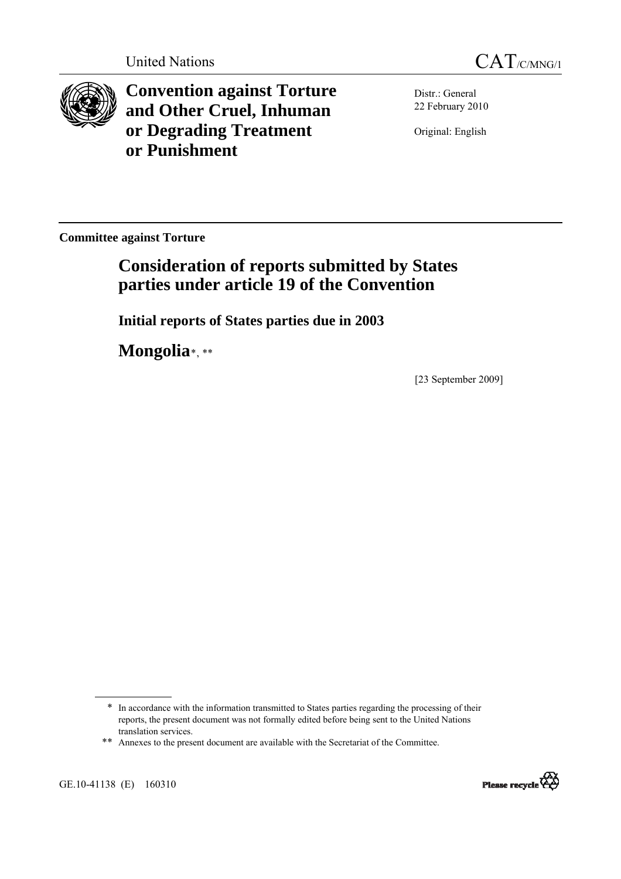United Nations

CAT/C/MNG/1

# Convention against Torture and Other Cruel, Inhuman or Degrading Treatment or Punishment

Distr.: General
22 February 2010

Original: English

**Committee against Torture**

## Consideration of reports submitted by States parties under article 19 of the Convention

### Initial reports of States parties due in 2003

## Mongolia*, **

[23 September 2009]

---

\* In accordance with the information transmitted to States parties regarding the processing of their reports, the present document was not formally edited before being sent to the United Nations translation services.

\*\* Annexes to the present document are available with the Secretariat of the Committee.

GE.10-41138 (E) 160310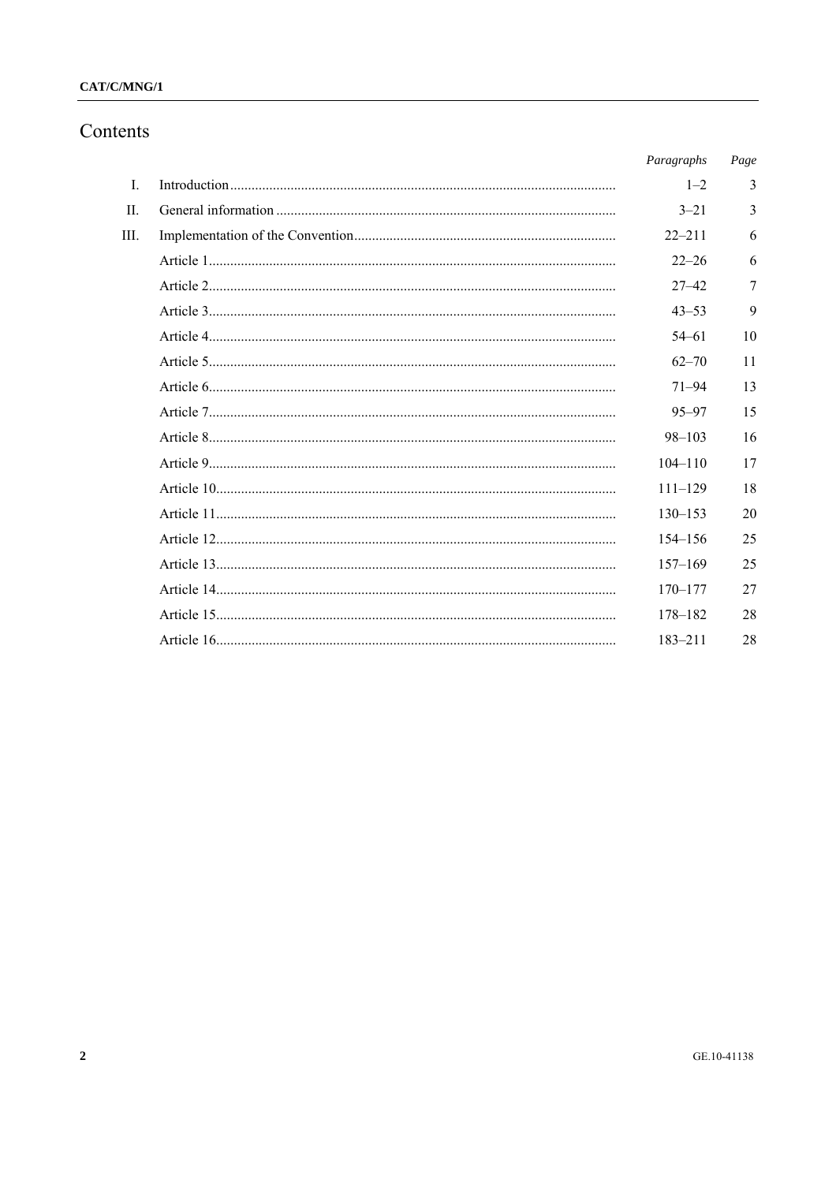# Contents

| | | *Paragraphs* | *Page* |
|---|---|---|---|
| I. | Introduction | 1–2 | 3 |
| II. | General information | 3–21 | 3 |
| III. | Implementation of the Convention | 22–211 | 6 |
| | Article 1 | 22–26 | 6 |
| | Article 2 | 27–42 | 7 |
| | Article 3 | 43–53 | 9 |
| | Article 4 | 54–61 | 10 |
| | Article 5 | 62–70 | 11 |
| | Article 6 | 71–94 | 13 |
| | Article 7 | 95–97 | 15 |
| | Article 8 | 98–103 | 16 |
| | Article 9 | 104–110 | 17 |
| | Article 10 | 111–129 | 18 |
| | Article 11 | 130–153 | 20 |
| | Article 12 | 154–156 | 25 |
| | Article 13 | 157–169 | 25 |
| | Article 14 | 170–177 | 27 |
| | Article 15 | 178–182 | 28 |
| | Article 16 | 183–211 | 28 |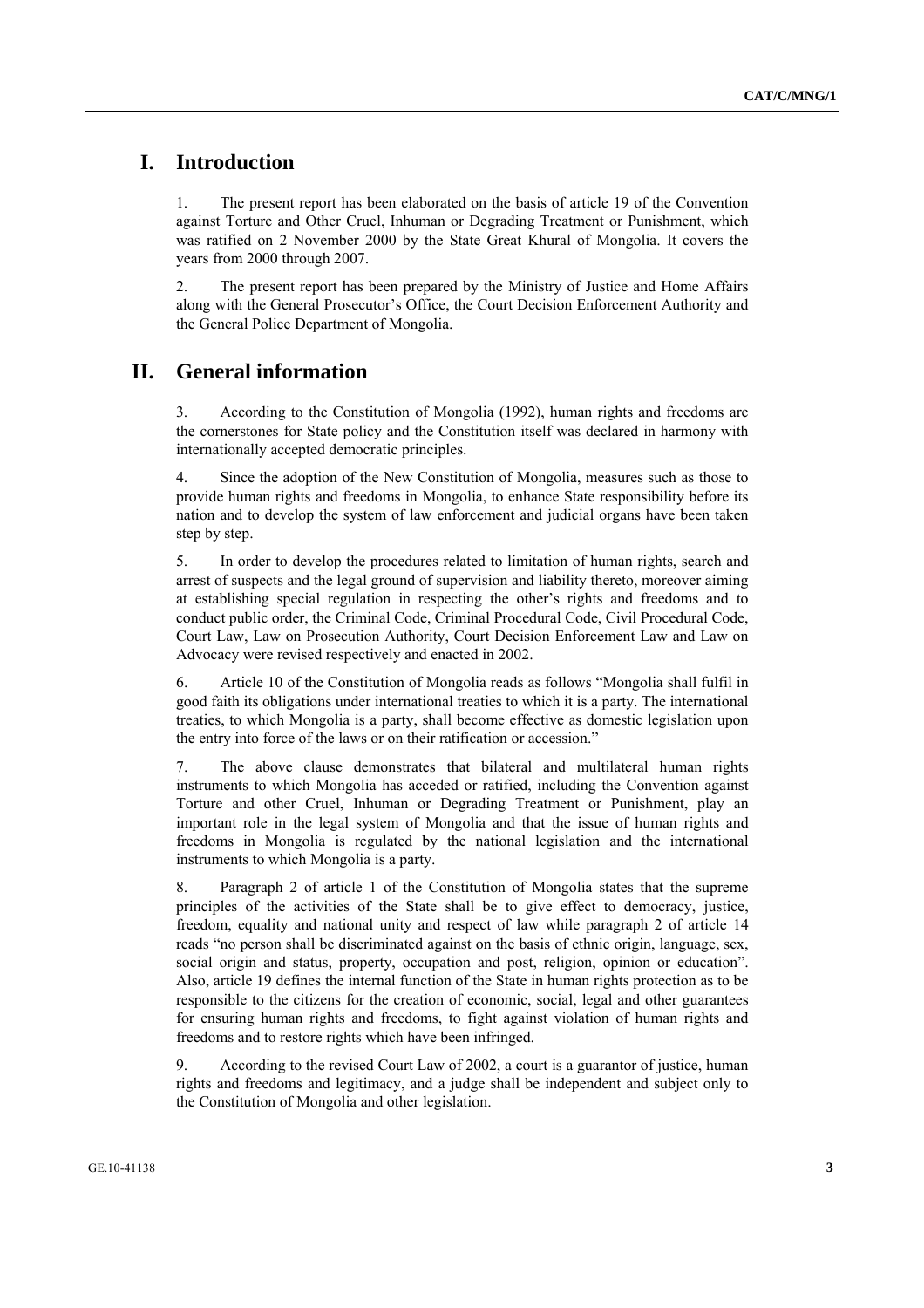# I. Introduction

1. The present report has been elaborated on the basis of article 19 of the Convention against Torture and Other Cruel, Inhuman or Degrading Treatment or Punishment, which was ratified on 2 November 2000 by the State Great Khural of Mongolia. It covers the years from 2000 through 2007.

2. The present report has been prepared by the Ministry of Justice and Home Affairs along with the General Prosecutor's Office, the Court Decision Enforcement Authority and the General Police Department of Mongolia.

# II. General information

3. According to the Constitution of Mongolia (1992), human rights and freedoms are the cornerstones for State policy and the Constitution itself was declared in harmony with internationally accepted democratic principles.

4. Since the adoption of the New Constitution of Mongolia, measures such as those to provide human rights and freedoms in Mongolia, to enhance State responsibility before its nation and to develop the system of law enforcement and judicial organs have been taken step by step.

5. In order to develop the procedures related to limitation of human rights, search and arrest of suspects and the legal ground of supervision and liability thereto, moreover aiming at establishing special regulation in respecting the other's rights and freedoms and to conduct public order, the Criminal Code, Criminal Procedural Code, Civil Procedural Code, Court Law, Law on Prosecution Authority, Court Decision Enforcement Law and Law on Advocacy were revised respectively and enacted in 2002.

6. Article 10 of the Constitution of Mongolia reads as follows "Mongolia shall fulfil in good faith its obligations under international treaties to which it is a party. The international treaties, to which Mongolia is a party, shall become effective as domestic legislation upon the entry into force of the laws or on their ratification or accession."

7. The above clause demonstrates that bilateral and multilateral human rights instruments to which Mongolia has acceded or ratified, including the Convention against Torture and other Cruel, Inhuman or Degrading Treatment or Punishment, play an important role in the legal system of Mongolia and that the issue of human rights and freedoms in Mongolia is regulated by the national legislation and the international instruments to which Mongolia is a party.

8. Paragraph 2 of article 1 of the Constitution of Mongolia states that the supreme principles of the activities of the State shall be to give effect to democracy, justice, freedom, equality and national unity and respect of law while paragraph 2 of article 14 reads "no person shall be discriminated against on the basis of ethnic origin, language, sex, social origin and status, property, occupation and post, religion, opinion or education". Also, article 19 defines the internal function of the State in human rights protection as to be responsible to the citizens for the creation of economic, social, legal and other guarantees for ensuring human rights and freedoms, to fight against violation of human rights and freedoms and to restore rights which have been infringed.

9. According to the revised Court Law of 2002, a court is a guarantor of justice, human rights and freedoms and legitimacy, and a judge shall be independent and subject only to the Constitution of Mongolia and other legislation.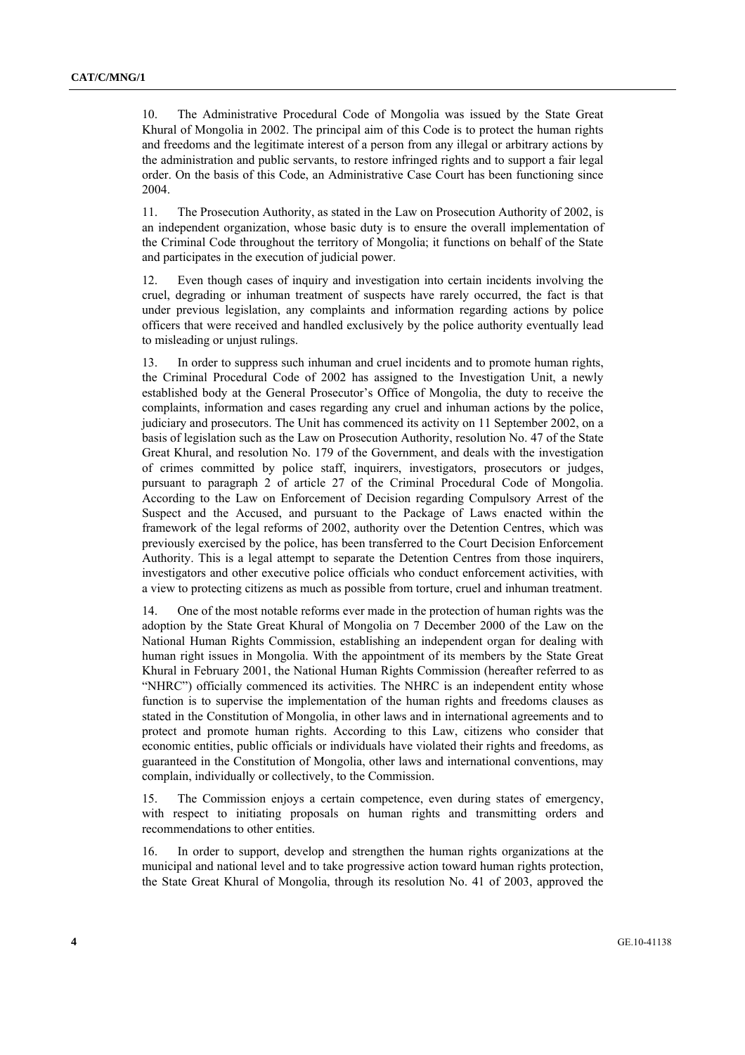10. The Administrative Procedural Code of Mongolia was issued by the State Great Khural of Mongolia in 2002. The principal aim of this Code is to protect the human rights and freedoms and the legitimate interest of a person from any illegal or arbitrary actions by the administration and public servants, to restore infringed rights and to support a fair legal order. On the basis of this Code, an Administrative Case Court has been functioning since 2004.

11. The Prosecution Authority, as stated in the Law on Prosecution Authority of 2002, is an independent organization, whose basic duty is to ensure the overall implementation of the Criminal Code throughout the territory of Mongolia; it functions on behalf of the State and participates in the execution of judicial power.

12. Even though cases of inquiry and investigation into certain incidents involving the cruel, degrading or inhuman treatment of suspects have rarely occurred, the fact is that under previous legislation, any complaints and information regarding actions by police officers that were received and handled exclusively by the police authority eventually lead to misleading or unjust rulings.

13. In order to suppress such inhuman and cruel incidents and to promote human rights, the Criminal Procedural Code of 2002 has assigned to the Investigation Unit, a newly established body at the General Prosecutor's Office of Mongolia, the duty to receive the complaints, information and cases regarding any cruel and inhuman actions by the police, judiciary and prosecutors. The Unit has commenced its activity on 11 September 2002, on a basis of legislation such as the Law on Prosecution Authority, resolution No. 47 of the State Great Khural, and resolution No. 179 of the Government, and deals with the investigation of crimes committed by police staff, inquirers, investigators, prosecutors or judges, pursuant to paragraph 2 of article 27 of the Criminal Procedural Code of Mongolia. According to the Law on Enforcement of Decision regarding Compulsory Arrest of the Suspect and the Accused, and pursuant to the Package of Laws enacted within the framework of the legal reforms of 2002, authority over the Detention Centres, which was previously exercised by the police, has been transferred to the Court Decision Enforcement Authority. This is a legal attempt to separate the Detention Centres from those inquirers, investigators and other executive police officials who conduct enforcement activities, with a view to protecting citizens as much as possible from torture, cruel and inhuman treatment.

14. One of the most notable reforms ever made in the protection of human rights was the adoption by the State Great Khural of Mongolia on 7 December 2000 of the Law on the National Human Rights Commission, establishing an independent organ for dealing with human right issues in Mongolia. With the appointment of its members by the State Great Khural in February 2001, the National Human Rights Commission (hereafter referred to as "NHRC") officially commenced its activities. The NHRC is an independent entity whose function is to supervise the implementation of the human rights and freedoms clauses as stated in the Constitution of Mongolia, in other laws and in international agreements and to protect and promote human rights. According to this Law, citizens who consider that economic entities, public officials or individuals have violated their rights and freedoms, as guaranteed in the Constitution of Mongolia, other laws and international conventions, may complain, individually or collectively, to the Commission.

15. The Commission enjoys a certain competence, even during states of emergency, with respect to initiating proposals on human rights and transmitting orders and recommendations to other entities.

16. In order to support, develop and strengthen the human rights organizations at the municipal and national level and to take progressive action toward human rights protection, the State Great Khural of Mongolia, through its resolution No. 41 of 2003, approved the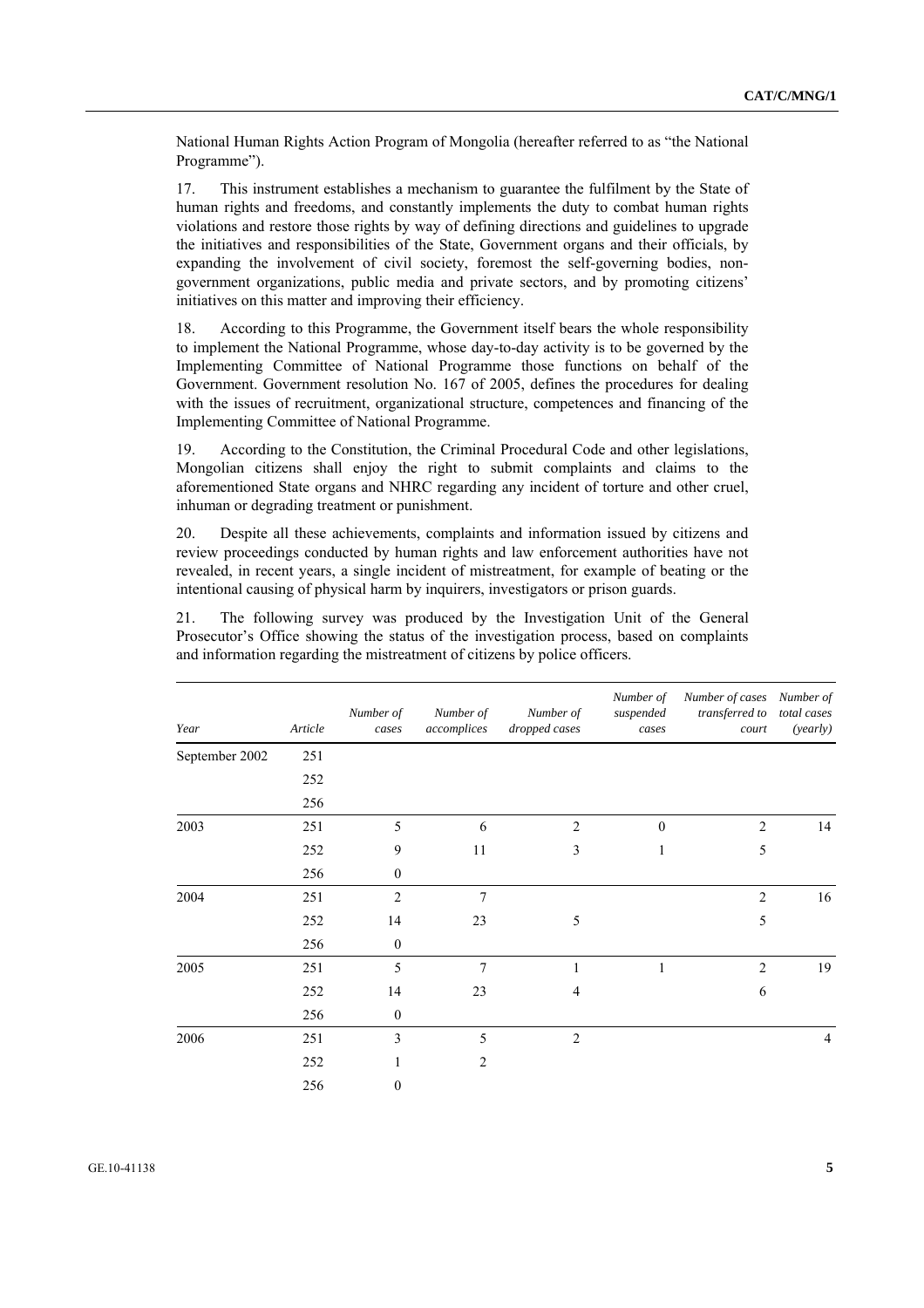National Human Rights Action Program of Mongolia (hereafter referred to as "the National Programme").

17. This instrument establishes a mechanism to guarantee the fulfilment by the State of human rights and freedoms, and constantly implements the duty to combat human rights violations and restore those rights by way of defining directions and guidelines to upgrade the initiatives and responsibilities of the State, Government organs and their officials, by expanding the involvement of civil society, foremost the self-governing bodies, non-government organizations, public media and private sectors, and by promoting citizens' initiatives on this matter and improving their efficiency.

18. According to this Programme, the Government itself bears the whole responsibility to implement the National Programme, whose day-to-day activity is to be governed by the Implementing Committee of National Programme those functions on behalf of the Government. Government resolution No. 167 of 2005, defines the procedures for dealing with the issues of recruitment, organizational structure, competences and financing of the Implementing Committee of National Programme.

19. According to the Constitution, the Criminal Procedural Code and other legislations, Mongolian citizens shall enjoy the right to submit complaints and claims to the aforementioned State organs and NHRC regarding any incident of torture and other cruel, inhuman or degrading treatment or punishment.

20. Despite all these achievements, complaints and information issued by citizens and review proceedings conducted by human rights and law enforcement authorities have not revealed, in recent years, a single incident of mistreatment, for example of beating or the intentional causing of physical harm by inquirers, investigators or prison guards.

21. The following survey was produced by the Investigation Unit of the General Prosecutor's Office showing the status of the investigation process, based on complaints and information regarding the mistreatment of citizens by police officers.

| *Year* | *Article* | *Number of cases* | *Number of accomplices* | *Number of dropped cases* | *Number of suspended cases* | *Number of cases transferred to court* | *Number of total cases (yearly)* |
|---|---|---|---|---|---|---|---|
| September 2002 | 251 | | | | | | |
| | 252 | | | | | | |
| | 256 | | | | | | |
| 2003 | 251 | 5 | 6 | 2 | 0 | 2 | 14 |
| | 252 | 9 | 11 | 3 | 1 | 5 | |
| | 256 | 0 | | | | | |
| 2004 | 251 | 2 | 7 | | | 2 | 16 |
| | 252 | 14 | 23 | 5 | | 5 | |
| | 256 | 0 | | | | | |
| 2005 | 251 | 5 | 7 | 1 | 1 | 2 | 19 |
| | 252 | 14 | 23 | 4 | | 6 | |
| | 256 | 0 | | | | | |
| 2006 | 251 | 3 | 5 | 2 | | | 4 |
| | 252 | 1 | 2 | | | | |
| | 256 | 0 | | | | | |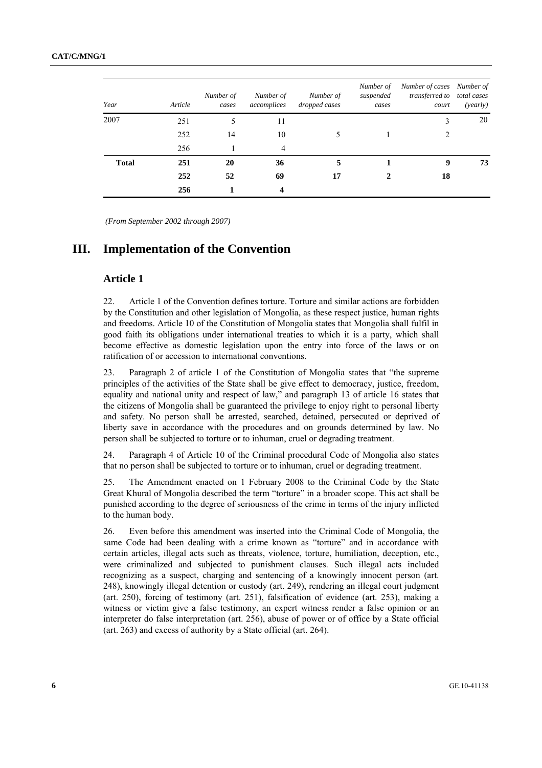| Year | Article | Number of cases | Number of accomplices | Number of dropped cases | Number of suspended cases | Number of cases transferred to court | Number of total cases (yearly) |
|---|---|---|---|---|---|---|---|
| 2007 | 251 | 5 | 11 | | | 3 | 20 |
| | 252 | 14 | 10 | 5 | 1 | 2 | |
| | 256 | 1 | 4 | | | | |
| **Total** | **251** | **20** | **36** | **5** | **1** | **9** | **73** |
| | **252** | **52** | **69** | **17** | **2** | **18** | |
| | **256** | **1** | **4** | | | | |

*(From September 2002 through 2007)*

# III. Implementation of the Convention

## Article 1

22. Article 1 of the Convention defines torture. Torture and similar actions are forbidden by the Constitution and other legislation of Mongolia, as these respect justice, human rights and freedoms. Article 10 of the Constitution of Mongolia states that Mongolia shall fulfil in good faith its obligations under international treaties to which it is a party, which shall become effective as domestic legislation upon the entry into force of the laws or on ratification of or accession to international conventions.

23. Paragraph 2 of article 1 of the Constitution of Mongolia states that "the supreme principles of the activities of the State shall be give effect to democracy, justice, freedom, equality and national unity and respect of law," and paragraph 13 of article 16 states that the citizens of Mongolia shall be guaranteed the privilege to enjoy right to personal liberty and safety. No person shall be arrested, searched, detained, persecuted or deprived of liberty save in accordance with the procedures and on grounds determined by law. No person shall be subjected to torture or to inhuman, cruel or degrading treatment.

24. Paragraph 4 of Article 10 of the Criminal procedural Code of Mongolia also states that no person shall be subjected to torture or to inhuman, cruel or degrading treatment.

25. The Amendment enacted on 1 February 2008 to the Criminal Code by the State Great Khural of Mongolia described the term "torture" in a broader scope. This act shall be punished according to the degree of seriousness of the crime in terms of the injury inflicted to the human body.

26. Even before this amendment was inserted into the Criminal Code of Mongolia, the same Code had been dealing with a crime known as "torture" and in accordance with certain articles, illegal acts such as threats, violence, torture, humiliation, deception, etc., were criminalized and subjected to punishment clauses. Such illegal acts included recognizing as a suspect, charging and sentencing of a knowingly innocent person (art. 248), knowingly illegal detention or custody (art. 249), rendering an illegal court judgment (art. 250), forcing of testimony (art. 251), falsification of evidence (art. 253), making a witness or victim give a false testimony, an expert witness render a false opinion or an interpreter do false interpretation (art. 256), abuse of power or of office by a State official (art. 263) and excess of authority by a State official (art. 264).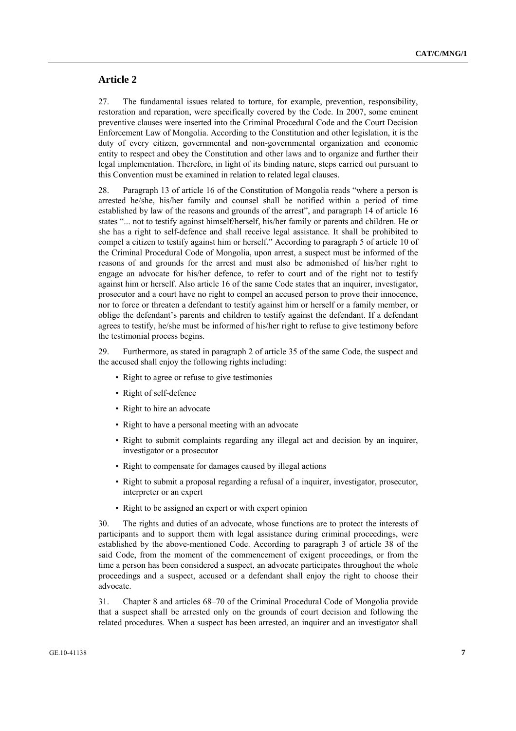## Article 2

27. The fundamental issues related to torture, for example, prevention, responsibility, restoration and reparation, were specifically covered by the Code. In 2007, some eminent preventive clauses were inserted into the Criminal Procedural Code and the Court Decision Enforcement Law of Mongolia. According to the Constitution and other legislation, it is the duty of every citizen, governmental and non-governmental organization and economic entity to respect and obey the Constitution and other laws and to organize and further their legal implementation. Therefore, in light of its binding nature, steps carried out pursuant to this Convention must be examined in relation to related legal clauses.

28. Paragraph 13 of article 16 of the Constitution of Mongolia reads "where a person is arrested he/she, his/her family and counsel shall be notified within a period of time established by law of the reasons and grounds of the arrest", and paragraph 14 of article 16 states "... not to testify against himself/herself, his/her family or parents and children. He or she has a right to self-defence and shall receive legal assistance. It shall be prohibited to compel a citizen to testify against him or herself." According to paragraph 5 of article 10 of the Criminal Procedural Code of Mongolia, upon arrest, a suspect must be informed of the reasons of and grounds for the arrest and must also be admonished of his/her right to engage an advocate for his/her defence, to refer to court and of the right not to testify against him or herself. Also article 16 of the same Code states that an inquirer, investigator, prosecutor and a court have no right to compel an accused person to prove their innocence, nor to force or threaten a defendant to testify against him or herself or a family member, or oblige the defendant's parents and children to testify against the defendant. If a defendant agrees to testify, he/she must be informed of his/her right to refuse to give testimony before the testimonial process begins.

29. Furthermore, as stated in paragraph 2 of article 35 of the same Code, the suspect and the accused shall enjoy the following rights including:

- Right to agree or refuse to give testimonies
- Right of self-defence
- Right to hire an advocate
- Right to have a personal meeting with an advocate
- Right to submit complaints regarding any illegal act and decision by an inquirer, investigator or a prosecutor
- Right to compensate for damages caused by illegal actions
- Right to submit a proposal regarding a refusal of a inquirer, investigator, prosecutor, interpreter or an expert
- Right to be assigned an expert or with expert opinion

30. The rights and duties of an advocate, whose functions are to protect the interests of participants and to support them with legal assistance during criminal proceedings, were established by the above-mentioned Code. According to paragraph 3 of article 38 of the said Code, from the moment of the commencement of exigent proceedings, or from the time a person has been considered a suspect, an advocate participates throughout the whole proceedings and a suspect, accused or a defendant shall enjoy the right to choose their advocate.

31. Chapter 8 and articles 68–70 of the Criminal Procedural Code of Mongolia provide that a suspect shall be arrested only on the grounds of court decision and following the related procedures. When a suspect has been arrested, an inquirer and an investigator shall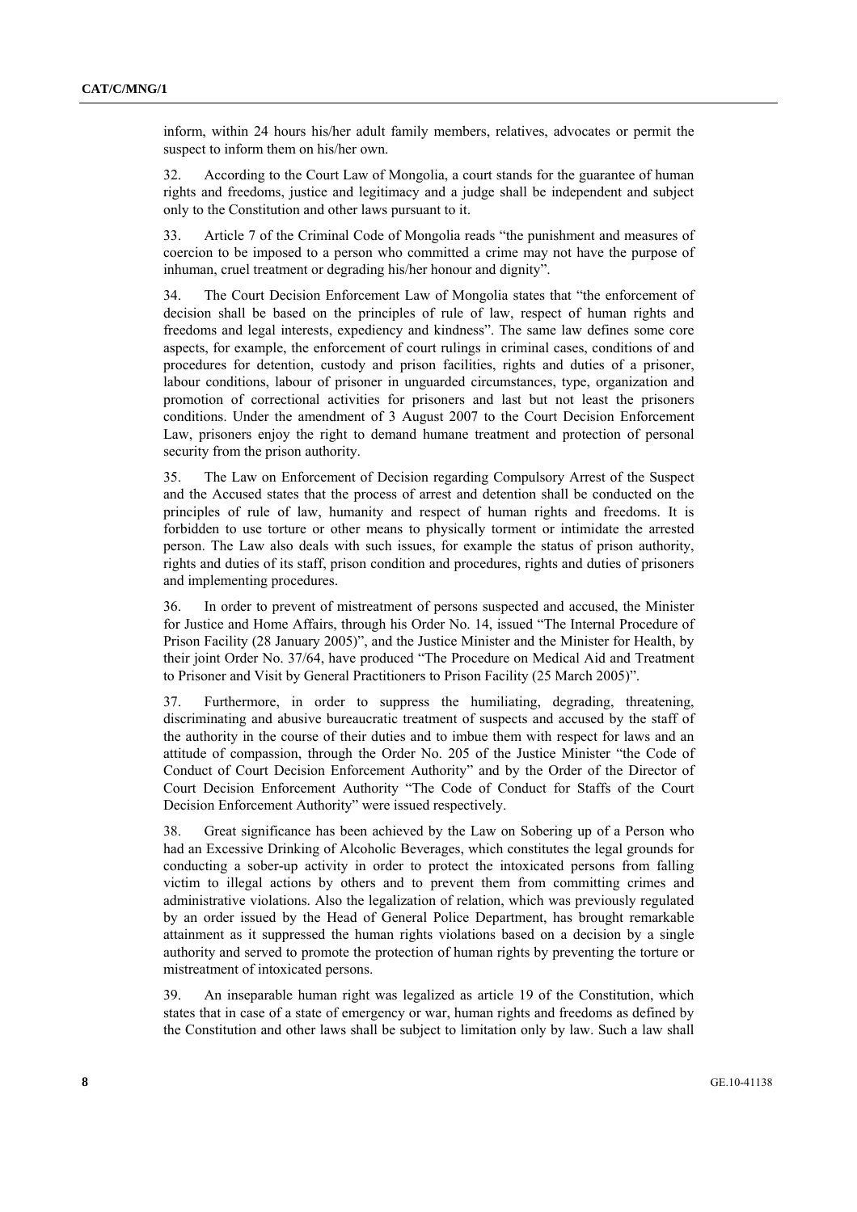inform, within 24 hours his/her adult family members, relatives, advocates or permit the suspect to inform them on his/her own.

32. According to the Court Law of Mongolia, a court stands for the guarantee of human rights and freedoms, justice and legitimacy and a judge shall be independent and subject only to the Constitution and other laws pursuant to it.

33. Article 7 of the Criminal Code of Mongolia reads "the punishment and measures of coercion to be imposed to a person who committed a crime may not have the purpose of inhuman, cruel treatment or degrading his/her honour and dignity".

34. The Court Decision Enforcement Law of Mongolia states that "the enforcement of decision shall be based on the principles of rule of law, respect of human rights and freedoms and legal interests, expediency and kindness". The same law defines some core aspects, for example, the enforcement of court rulings in criminal cases, conditions of and procedures for detention, custody and prison facilities, rights and duties of a prisoner, labour conditions, labour of prisoner in unguarded circumstances, type, organization and promotion of correctional activities for prisoners and last but not least the prisoners conditions. Under the amendment of 3 August 2007 to the Court Decision Enforcement Law, prisoners enjoy the right to demand humane treatment and protection of personal security from the prison authority.

35. The Law on Enforcement of Decision regarding Compulsory Arrest of the Suspect and the Accused states that the process of arrest and detention shall be conducted on the principles of rule of law, humanity and respect of human rights and freedoms. It is forbidden to use torture or other means to physically torment or intimidate the arrested person. The Law also deals with such issues, for example the status of prison authority, rights and duties of its staff, prison condition and procedures, rights and duties of prisoners and implementing procedures.

36. In order to prevent of mistreatment of persons suspected and accused, the Minister for Justice and Home Affairs, through his Order No. 14, issued "The Internal Procedure of Prison Facility (28 January 2005)", and the Justice Minister and the Minister for Health, by their joint Order No. 37/64, have produced "The Procedure on Medical Aid and Treatment to Prisoner and Visit by General Practitioners to Prison Facility (25 March 2005)".

37. Furthermore, in order to suppress the humiliating, degrading, threatening, discriminating and abusive bureaucratic treatment of suspects and accused by the staff of the authority in the course of their duties and to imbue them with respect for laws and an attitude of compassion, through the Order No. 205 of the Justice Minister "the Code of Conduct of Court Decision Enforcement Authority" and by the Order of the Director of Court Decision Enforcement Authority "The Code of Conduct for Staffs of the Court Decision Enforcement Authority" were issued respectively.

38. Great significance has been achieved by the Law on Sobering up of a Person who had an Excessive Drinking of Alcoholic Beverages, which constitutes the legal grounds for conducting a sober-up activity in order to protect the intoxicated persons from falling victim to illegal actions by others and to prevent them from committing crimes and administrative violations. Also the legalization of relation, which was previously regulated by an order issued by the Head of General Police Department, has brought remarkable attainment as it suppressed the human rights violations based on a decision by a single authority and served to promote the protection of human rights by preventing the torture or mistreatment of intoxicated persons.

39. An inseparable human right was legalized as article 19 of the Constitution, which states that in case of a state of emergency or war, human rights and freedoms as defined by the Constitution and other laws shall be subject to limitation only by law. Such a law shall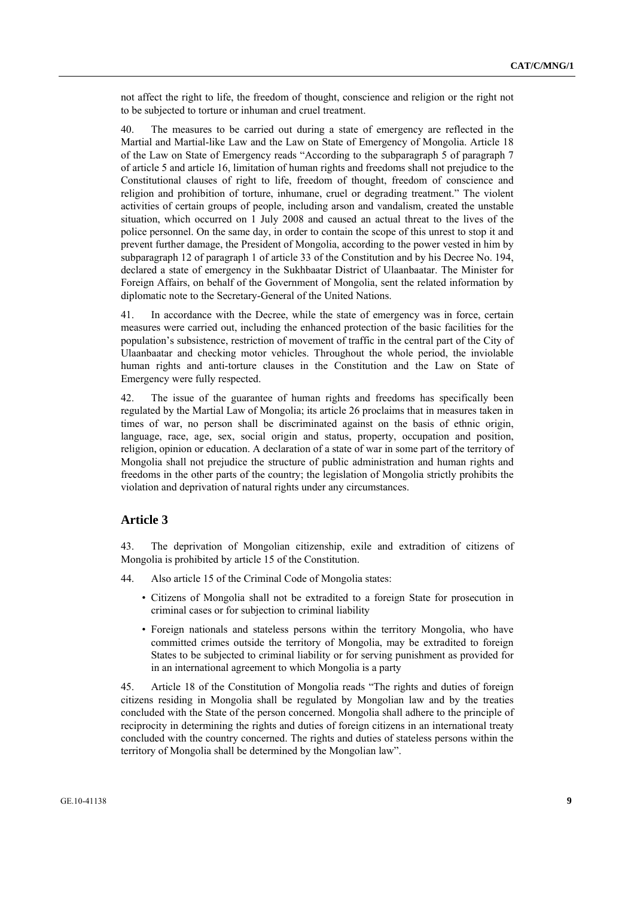not affect the right to life, the freedom of thought, conscience and religion or the right not to be subjected to torture or inhuman and cruel treatment.

40. The measures to be carried out during a state of emergency are reflected in the Martial and Martial-like Law and the Law on State of Emergency of Mongolia. Article 18 of the Law on State of Emergency reads "According to the subparagraph 5 of paragraph 7 of article 5 and article 16, limitation of human rights and freedoms shall not prejudice to the Constitutional clauses of right to life, freedom of thought, freedom of conscience and religion and prohibition of torture, inhumane, cruel or degrading treatment." The violent activities of certain groups of people, including arson and vandalism, created the unstable situation, which occurred on 1 July 2008 and caused an actual threat to the lives of the police personnel. On the same day, in order to contain the scope of this unrest to stop it and prevent further damage, the President of Mongolia, according to the power vested in him by subparagraph 12 of paragraph 1 of article 33 of the Constitution and by his Decree No. 194, declared a state of emergency in the Sukhbaatar District of Ulaanbaatar. The Minister for Foreign Affairs, on behalf of the Government of Mongolia, sent the related information by diplomatic note to the Secretary-General of the United Nations.

41. In accordance with the Decree, while the state of emergency was in force, certain measures were carried out, including the enhanced protection of the basic facilities for the population's subsistence, restriction of movement of traffic in the central part of the City of Ulaanbaatar and checking motor vehicles. Throughout the whole period, the inviolable human rights and anti-torture clauses in the Constitution and the Law on State of Emergency were fully respected.

42. The issue of the guarantee of human rights and freedoms has specifically been regulated by the Martial Law of Mongolia; its article 26 proclaims that in measures taken in times of war, no person shall be discriminated against on the basis of ethnic origin, language, race, age, sex, social origin and status, property, occupation and position, religion, opinion or education. A declaration of a state of war in some part of the territory of Mongolia shall not prejudice the structure of public administration and human rights and freedoms in the other parts of the country; the legislation of Mongolia strictly prohibits the violation and deprivation of natural rights under any circumstances.

## Article 3

43. The deprivation of Mongolian citizenship, exile and extradition of citizens of Mongolia is prohibited by article 15 of the Constitution.

44. Also article 15 of the Criminal Code of Mongolia states:

- Citizens of Mongolia shall not be extradited to a foreign State for prosecution in criminal cases or for subjection to criminal liability
- Foreign nationals and stateless persons within the territory Mongolia, who have committed crimes outside the territory of Mongolia, may be extradited to foreign States to be subjected to criminal liability or for serving punishment as provided for in an international agreement to which Mongolia is a party

45. Article 18 of the Constitution of Mongolia reads "The rights and duties of foreign citizens residing in Mongolia shall be regulated by Mongolian law and by the treaties concluded with the State of the person concerned. Mongolia shall adhere to the principle of reciprocity in determining the rights and duties of foreign citizens in an international treaty concluded with the country concerned. The rights and duties of stateless persons within the territory of Mongolia shall be determined by the Mongolian law".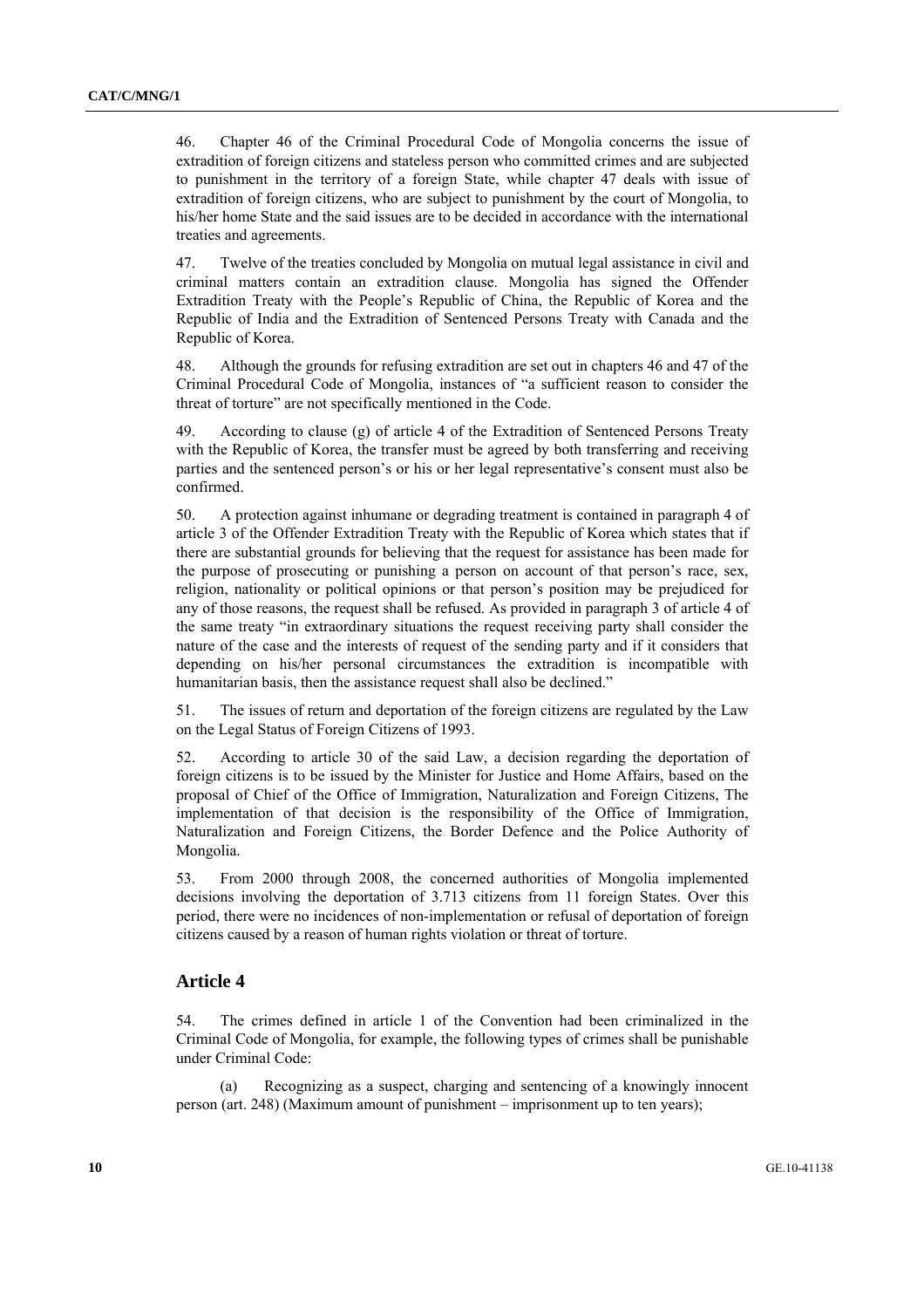46. Chapter 46 of the Criminal Procedural Code of Mongolia concerns the issue of extradition of foreign citizens and stateless person who committed crimes and are subjected to punishment in the territory of a foreign State, while chapter 47 deals with issue of extradition of foreign citizens, who are subject to punishment by the court of Mongolia, to his/her home State and the said issues are to be decided in accordance with the international treaties and agreements.

47. Twelve of the treaties concluded by Mongolia on mutual legal assistance in civil and criminal matters contain an extradition clause. Mongolia has signed the Offender Extradition Treaty with the People's Republic of China, the Republic of Korea and the Republic of India and the Extradition of Sentenced Persons Treaty with Canada and the Republic of Korea.

48. Although the grounds for refusing extradition are set out in chapters 46 and 47 of the Criminal Procedural Code of Mongolia, instances of "a sufficient reason to consider the threat of torture" are not specifically mentioned in the Code.

49. According to clause (g) of article 4 of the Extradition of Sentenced Persons Treaty with the Republic of Korea, the transfer must be agreed by both transferring and receiving parties and the sentenced person's or his or her legal representative's consent must also be confirmed.

50. A protection against inhumane or degrading treatment is contained in paragraph 4 of article 3 of the Offender Extradition Treaty with the Republic of Korea which states that if there are substantial grounds for believing that the request for assistance has been made for the purpose of prosecuting or punishing a person on account of that person's race, sex, religion, nationality or political opinions or that person's position may be prejudiced for any of those reasons, the request shall be refused. As provided in paragraph 3 of article 4 of the same treaty "in extraordinary situations the request receiving party shall consider the nature of the case and the interests of request of the sending party and if it considers that depending on his/her personal circumstances the extradition is incompatible with humanitarian basis, then the assistance request shall also be declined."

51. The issues of return and deportation of the foreign citizens are regulated by the Law on the Legal Status of Foreign Citizens of 1993.

52. According to article 30 of the said Law, a decision regarding the deportation of foreign citizens is to be issued by the Minister for Justice and Home Affairs, based on the proposal of Chief of the Office of Immigration, Naturalization and Foreign Citizens, The implementation of that decision is the responsibility of the Office of Immigration, Naturalization and Foreign Citizens, the Border Defence and the Police Authority of Mongolia.

53. From 2000 through 2008, the concerned authorities of Mongolia implemented decisions involving the deportation of 3.713 citizens from 11 foreign States. Over this period, there were no incidences of non-implementation or refusal of deportation of foreign citizens caused by a reason of human rights violation or threat of torture.

## Article 4

54. The crimes defined in article 1 of the Convention had been criminalized in the Criminal Code of Mongolia, for example, the following types of crimes shall be punishable under Criminal Code:

(a) Recognizing as a suspect, charging and sentencing of a knowingly innocent person (art. 248) (Maximum amount of punishment – imprisonment up to ten years);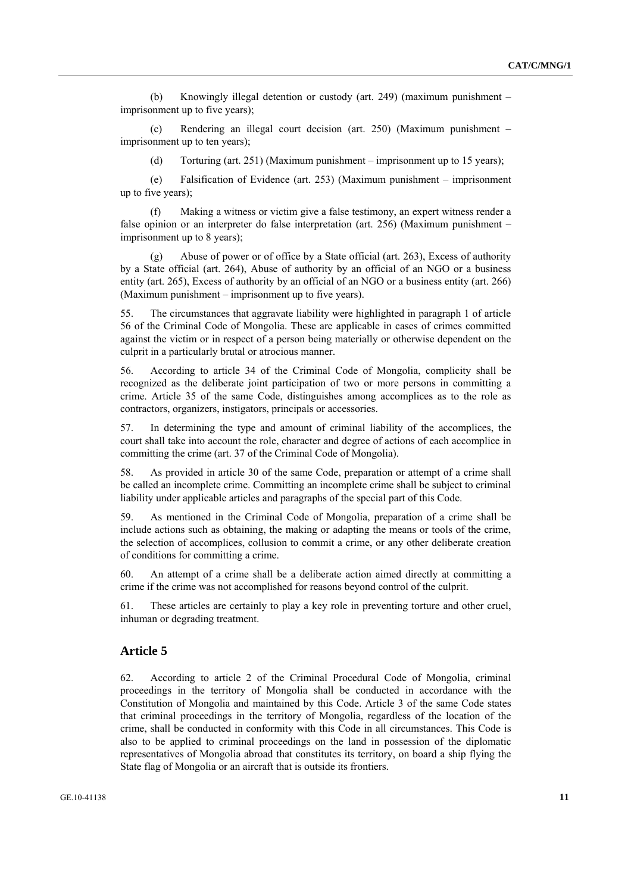(b) Knowingly illegal detention or custody (art. 249) (maximum punishment – imprisonment up to five years);

(c) Rendering an illegal court decision (art. 250) (Maximum punishment – imprisonment up to ten years);

(d) Torturing (art. 251) (Maximum punishment – imprisonment up to 15 years);

(e) Falsification of Evidence (art. 253) (Maximum punishment – imprisonment up to five years);

(f) Making a witness or victim give a false testimony, an expert witness render a false opinion or an interpreter do false interpretation (art. 256) (Maximum punishment – imprisonment up to 8 years);

(g) Abuse of power or of office by a State official (art. 263), Excess of authority by a State official (art. 264), Abuse of authority by an official of an NGO or a business entity (art. 265), Excess of authority by an official of an NGO or a business entity (art. 266) (Maximum punishment – imprisonment up to five years).

55. The circumstances that aggravate liability were highlighted in paragraph 1 of article 56 of the Criminal Code of Mongolia. These are applicable in cases of crimes committed against the victim or in respect of a person being materially or otherwise dependent on the culprit in a particularly brutal or atrocious manner.

56. According to article 34 of the Criminal Code of Mongolia, complicity shall be recognized as the deliberate joint participation of two or more persons in committing a crime. Article 35 of the same Code, distinguishes among accomplices as to the role as contractors, organizers, instigators, principals or accessories.

57. In determining the type and amount of criminal liability of the accomplices, the court shall take into account the role, character and degree of actions of each accomplice in committing the crime (art. 37 of the Criminal Code of Mongolia).

58. As provided in article 30 of the same Code, preparation or attempt of a crime shall be called an incomplete crime. Committing an incomplete crime shall be subject to criminal liability under applicable articles and paragraphs of the special part of this Code.

59. As mentioned in the Criminal Code of Mongolia, preparation of a crime shall be include actions such as obtaining, the making or adapting the means or tools of the crime, the selection of accomplices, collusion to commit a crime, or any other deliberate creation of conditions for committing a crime.

60. An attempt of a crime shall be a deliberate action aimed directly at committing a crime if the crime was not accomplished for reasons beyond control of the culprit.

61. These articles are certainly to play a key role in preventing torture and other cruel, inhuman or degrading treatment.

## Article 5

62. According to article 2 of the Criminal Procedural Code of Mongolia, criminal proceedings in the territory of Mongolia shall be conducted in accordance with the Constitution of Mongolia and maintained by this Code. Article 3 of the same Code states that criminal proceedings in the territory of Mongolia, regardless of the location of the crime, shall be conducted in conformity with this Code in all circumstances. This Code is also to be applied to criminal proceedings on the land in possession of the diplomatic representatives of Mongolia abroad that constitutes its territory, on board a ship flying the State flag of Mongolia or an aircraft that is outside its frontiers.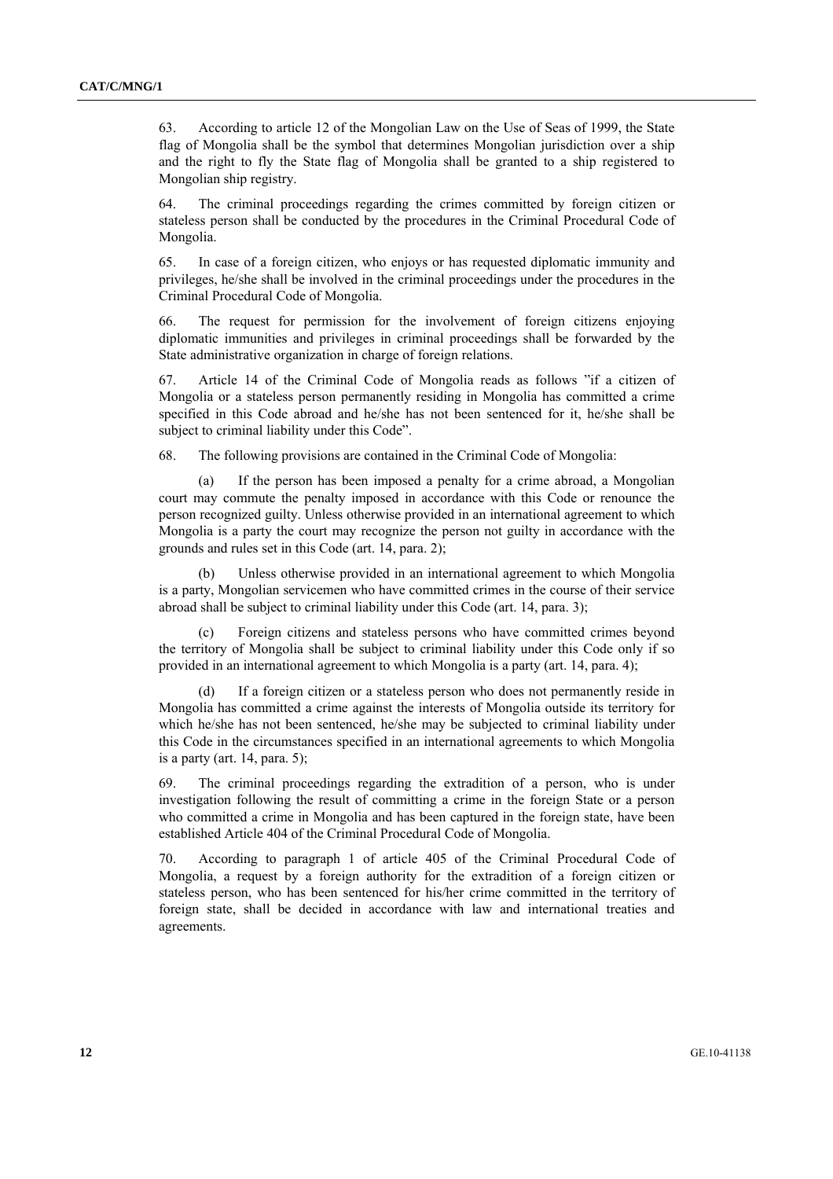63. According to article 12 of the Mongolian Law on the Use of Seas of 1999, the State flag of Mongolia shall be the symbol that determines Mongolian jurisdiction over a ship and the right to fly the State flag of Mongolia shall be granted to a ship registered to Mongolian ship registry.

64. The criminal proceedings regarding the crimes committed by foreign citizen or stateless person shall be conducted by the procedures in the Criminal Procedural Code of Mongolia.

65. In case of a foreign citizen, who enjoys or has requested diplomatic immunity and privileges, he/she shall be involved in the criminal proceedings under the procedures in the Criminal Procedural Code of Mongolia.

66. The request for permission for the involvement of foreign citizens enjoying diplomatic immunities and privileges in criminal proceedings shall be forwarded by the State administrative organization in charge of foreign relations.

67. Article 14 of the Criminal Code of Mongolia reads as follows "if a citizen of Mongolia or a stateless person permanently residing in Mongolia has committed a crime specified in this Code abroad and he/she has not been sentenced for it, he/she shall be subject to criminal liability under this Code".

68. The following provisions are contained in the Criminal Code of Mongolia:

(a) If the person has been imposed a penalty for a crime abroad, a Mongolian court may commute the penalty imposed in accordance with this Code or renounce the person recognized guilty. Unless otherwise provided in an international agreement to which Mongolia is a party the court may recognize the person not guilty in accordance with the grounds and rules set in this Code (art. 14, para. 2);

(b) Unless otherwise provided in an international agreement to which Mongolia is a party, Mongolian servicemen who have committed crimes in the course of their service abroad shall be subject to criminal liability under this Code (art. 14, para. 3);

(c) Foreign citizens and stateless persons who have committed crimes beyond the territory of Mongolia shall be subject to criminal liability under this Code only if so provided in an international agreement to which Mongolia is a party (art. 14, para. 4);

(d) If a foreign citizen or a stateless person who does not permanently reside in Mongolia has committed a crime against the interests of Mongolia outside its territory for which he/she has not been sentenced, he/she may be subjected to criminal liability under this Code in the circumstances specified in an international agreements to which Mongolia is a party (art. 14, para. 5);

69. The criminal proceedings regarding the extradition of a person, who is under investigation following the result of committing a crime in the foreign State or a person who committed a crime in Mongolia and has been captured in the foreign state, have been established Article 404 of the Criminal Procedural Code of Mongolia.

70. According to paragraph 1 of article 405 of the Criminal Procedural Code of Mongolia, a request by a foreign authority for the extradition of a foreign citizen or stateless person, who has been sentenced for his/her crime committed in the territory of foreign state, shall be decided in accordance with law and international treaties and agreements.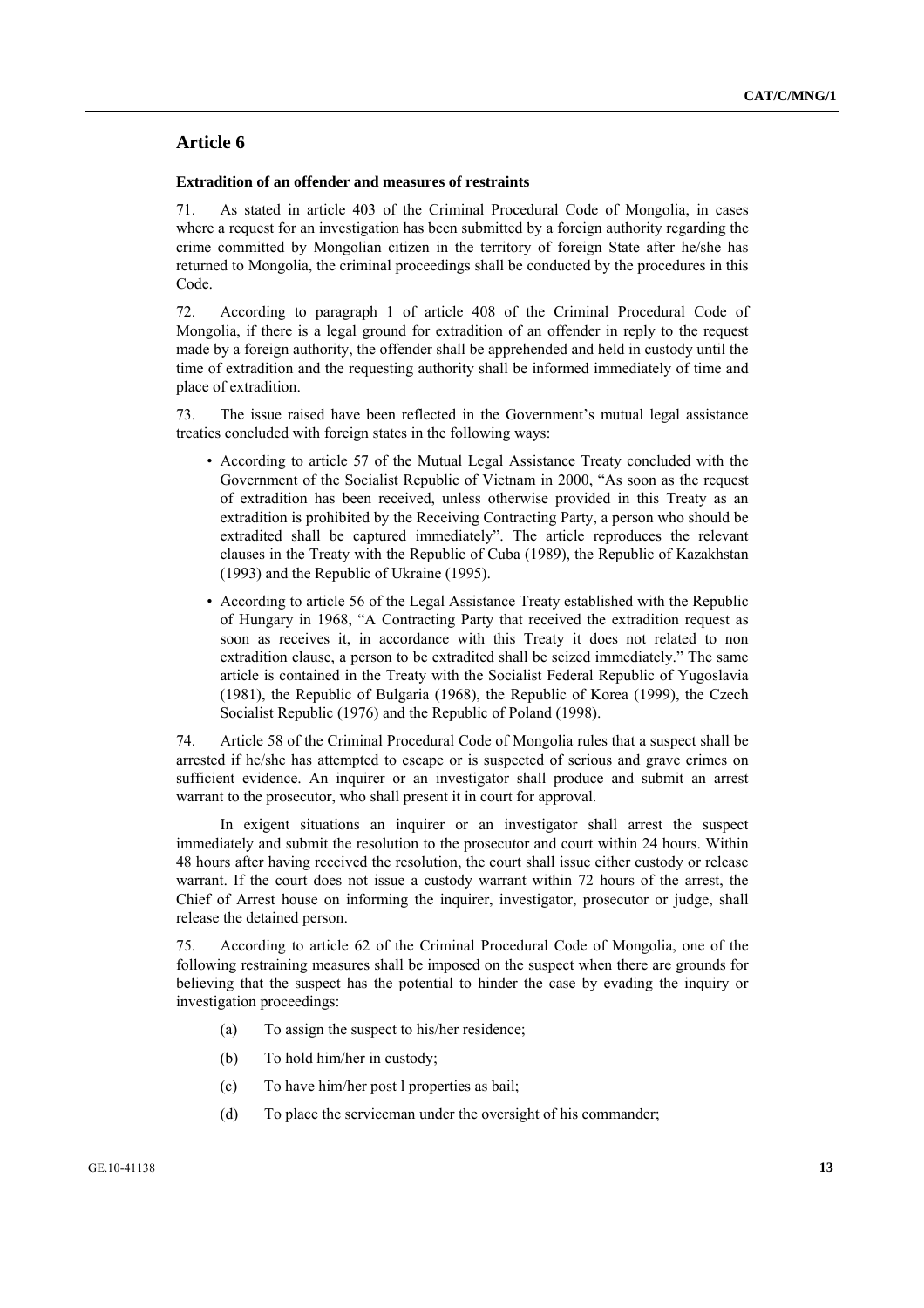## Article 6

**Extradition of an offender and measures of restraints**

71. As stated in article 403 of the Criminal Procedural Code of Mongolia, in cases where a request for an investigation has been submitted by a foreign authority regarding the crime committed by Mongolian citizen in the territory of foreign State after he/she has returned to Mongolia, the criminal proceedings shall be conducted by the procedures in this Code.

72. According to paragraph 1 of article 408 of the Criminal Procedural Code of Mongolia, if there is a legal ground for extradition of an offender in reply to the request made by a foreign authority, the offender shall be apprehended and held in custody until the time of extradition and the requesting authority shall be informed immediately of time and place of extradition.

73. The issue raised have been reflected in the Government's mutual legal assistance treaties concluded with foreign states in the following ways:

- According to article 57 of the Mutual Legal Assistance Treaty concluded with the Government of the Socialist Republic of Vietnam in 2000, "As soon as the request of extradition has been received, unless otherwise provided in this Treaty as an extradition is prohibited by the Receiving Contracting Party, a person who should be extradited shall be captured immediately". The article reproduces the relevant clauses in the Treaty with the Republic of Cuba (1989), the Republic of Kazakhstan (1993) and the Republic of Ukraine (1995).
- According to article 56 of the Legal Assistance Treaty established with the Republic of Hungary in 1968, "A Contracting Party that received the extradition request as soon as receives it, in accordance with this Treaty it does not related to non extradition clause, a person to be extradited shall be seized immediately." The same article is contained in the Treaty with the Socialist Federal Republic of Yugoslavia (1981), the Republic of Bulgaria (1968), the Republic of Korea (1999), the Czech Socialist Republic (1976) and the Republic of Poland (1998).

74. Article 58 of the Criminal Procedural Code of Mongolia rules that a suspect shall be arrested if he/she has attempted to escape or is suspected of serious and grave crimes on sufficient evidence. An inquirer or an investigator shall produce and submit an arrest warrant to the prosecutor, who shall present it in court for approval.

In exigent situations an inquirer or an investigator shall arrest the suspect immediately and submit the resolution to the prosecutor and court within 24 hours. Within 48 hours after having received the resolution, the court shall issue either custody or release warrant. If the court does not issue a custody warrant within 72 hours of the arrest, the Chief of Arrest house on informing the inquirer, investigator, prosecutor or judge, shall release the detained person.

75. According to article 62 of the Criminal Procedural Code of Mongolia, one of the following restraining measures shall be imposed on the suspect when there are grounds for believing that the suspect has the potential to hinder the case by evading the inquiry or investigation proceedings:

(a) To assign the suspect to his/her residence;

(b) To hold him/her in custody;

(c) To have him/her post l properties as bail;

(d) To place the serviceman under the oversight of his commander;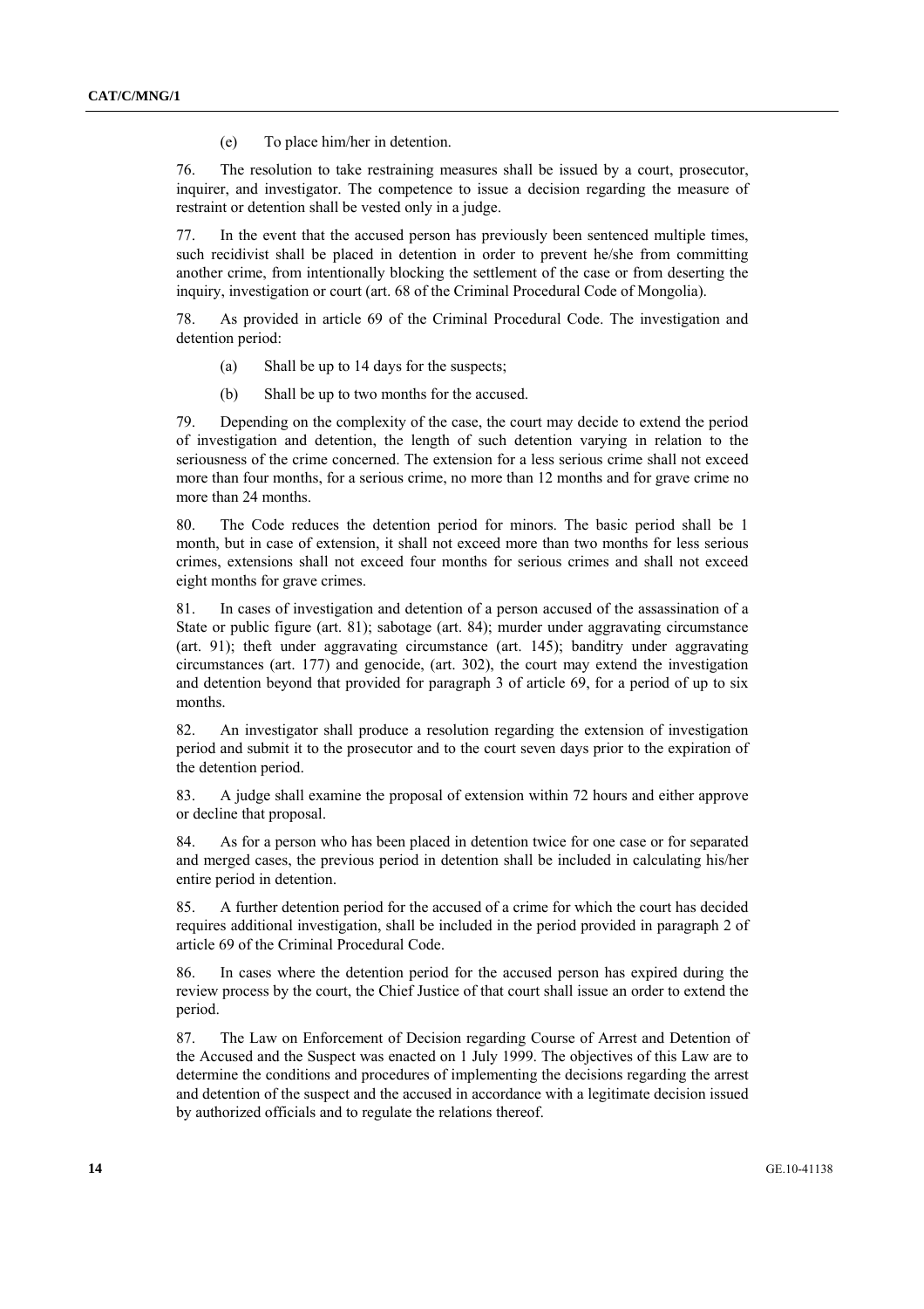(e) To place him/her in detention.

76. The resolution to take restraining measures shall be issued by a court, prosecutor, inquirer, and investigator. The competence to issue a decision regarding the measure of restraint or detention shall be vested only in a judge.

77. In the event that the accused person has previously been sentenced multiple times, such recidivist shall be placed in detention in order to prevent he/she from committing another crime, from intentionally blocking the settlement of the case or from deserting the inquiry, investigation or court (art. 68 of the Criminal Procedural Code of Mongolia).

78. As provided in article 69 of the Criminal Procedural Code. The investigation and detention period:

(a) Shall be up to 14 days for the suspects;

(b) Shall be up to two months for the accused.

79. Depending on the complexity of the case, the court may decide to extend the period of investigation and detention, the length of such detention varying in relation to the seriousness of the crime concerned. The extension for a less serious crime shall not exceed more than four months, for a serious crime, no more than 12 months and for grave crime no more than 24 months.

80. The Code reduces the detention period for minors. The basic period shall be 1 month, but in case of extension, it shall not exceed more than two months for less serious crimes, extensions shall not exceed four months for serious crimes and shall not exceed eight months for grave crimes.

81. In cases of investigation and detention of a person accused of the assassination of a State or public figure (art. 81); sabotage (art. 84); murder under aggravating circumstance (art. 91); theft under aggravating circumstance (art. 145); banditry under aggravating circumstances (art. 177) and genocide, (art. 302), the court may extend the investigation and detention beyond that provided for paragraph 3 of article 69, for a period of up to six months.

82. An investigator shall produce a resolution regarding the extension of investigation period and submit it to the prosecutor and to the court seven days prior to the expiration of the detention period.

83. A judge shall examine the proposal of extension within 72 hours and either approve or decline that proposal.

84. As for a person who has been placed in detention twice for one case or for separated and merged cases, the previous period in detention shall be included in calculating his/her entire period in detention.

85. A further detention period for the accused of a crime for which the court has decided requires additional investigation, shall be included in the period provided in paragraph 2 of article 69 of the Criminal Procedural Code.

86. In cases where the detention period for the accused person has expired during the review process by the court, the Chief Justice of that court shall issue an order to extend the period.

87. The Law on Enforcement of Decision regarding Course of Arrest and Detention of the Accused and the Suspect was enacted on 1 July 1999. The objectives of this Law are to determine the conditions and procedures of implementing the decisions regarding the arrest and detention of the suspect and the accused in accordance with a legitimate decision issued by authorized officials and to regulate the relations thereof.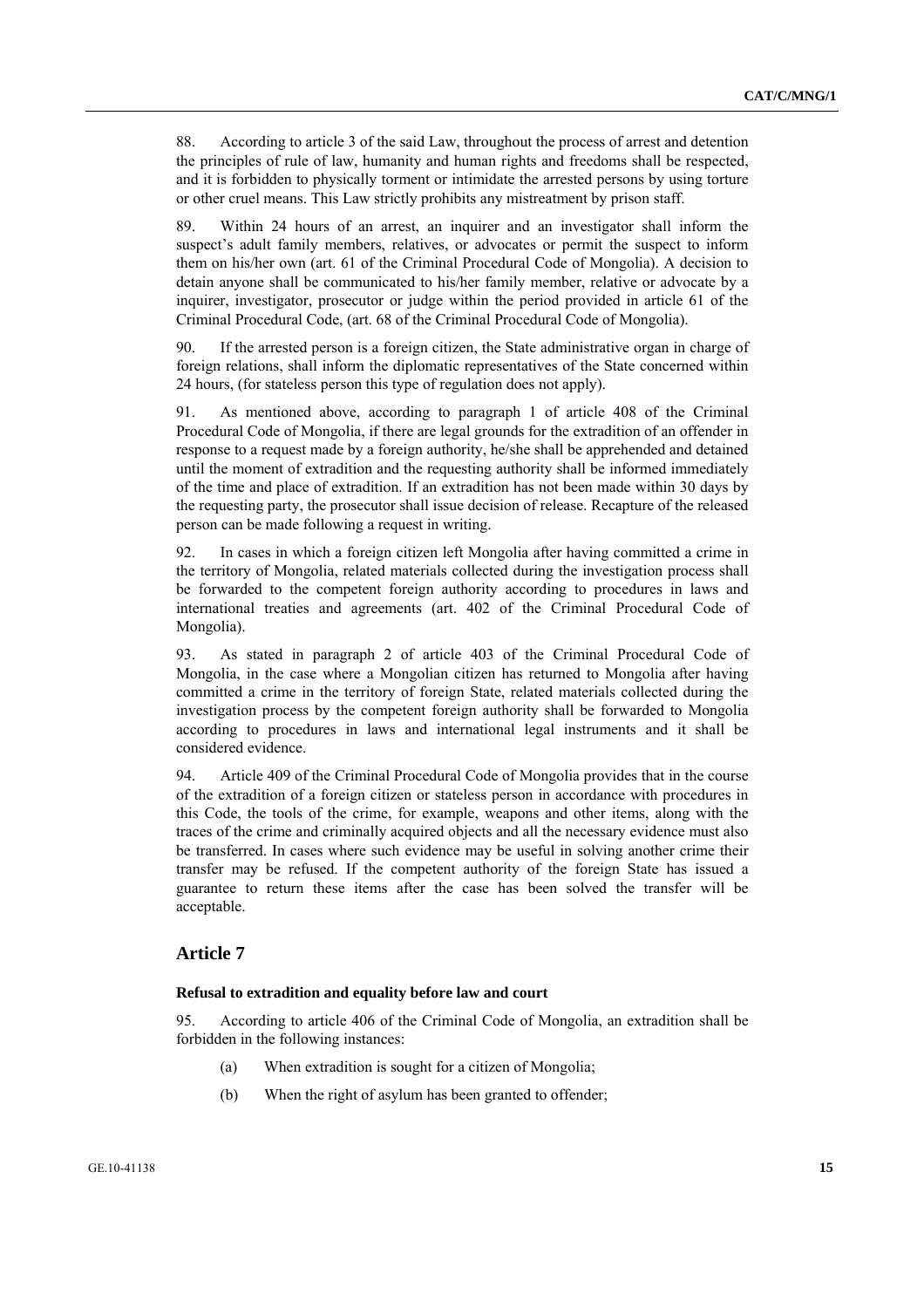88. According to article 3 of the said Law, throughout the process of arrest and detention the principles of rule of law, humanity and human rights and freedoms shall be respected, and it is forbidden to physically torment or intimidate the arrested persons by using torture or other cruel means. This Law strictly prohibits any mistreatment by prison staff.

89. Within 24 hours of an arrest, an inquirer and an investigator shall inform the suspect's adult family members, relatives, or advocates or permit the suspect to inform them on his/her own (art. 61 of the Criminal Procedural Code of Mongolia). A decision to detain anyone shall be communicated to his/her family member, relative or advocate by a inquirer, investigator, prosecutor or judge within the period provided in article 61 of the Criminal Procedural Code, (art. 68 of the Criminal Procedural Code of Mongolia).

90. If the arrested person is a foreign citizen, the State administrative organ in charge of foreign relations, shall inform the diplomatic representatives of the State concerned within 24 hours, (for stateless person this type of regulation does not apply).

91. As mentioned above, according to paragraph 1 of article 408 of the Criminal Procedural Code of Mongolia, if there are legal grounds for the extradition of an offender in response to a request made by a foreign authority, he/she shall be apprehended and detained until the moment of extradition and the requesting authority shall be informed immediately of the time and place of extradition. If an extradition has not been made within 30 days by the requesting party, the prosecutor shall issue decision of release. Recapture of the released person can be made following a request in writing.

92. In cases in which a foreign citizen left Mongolia after having committed a crime in the territory of Mongolia, related materials collected during the investigation process shall be forwarded to the competent foreign authority according to procedures in laws and international treaties and agreements (art. 402 of the Criminal Procedural Code of Mongolia).

93. As stated in paragraph 2 of article 403 of the Criminal Procedural Code of Mongolia, in the case where a Mongolian citizen has returned to Mongolia after having committed a crime in the territory of foreign State, related materials collected during the investigation process by the competent foreign authority shall be forwarded to Mongolia according to procedures in laws and international legal instruments and it shall be considered evidence.

94. Article 409 of the Criminal Procedural Code of Mongolia provides that in the course of the extradition of a foreign citizen or stateless person in accordance with procedures in this Code, the tools of the crime, for example, weapons and other items, along with the traces of the crime and criminally acquired objects and all the necessary evidence must also be transferred. In cases where such evidence may be useful in solving another crime their transfer may be refused. If the competent authority of the foreign State has issued a guarantee to return these items after the case has been solved the transfer will be acceptable.

## Article 7

#### Refusal to extradition and equality before law and court

95. According to article 406 of the Criminal Code of Mongolia, an extradition shall be forbidden in the following instances:

(a) When extradition is sought for a citizen of Mongolia;

(b) When the right of asylum has been granted to offender;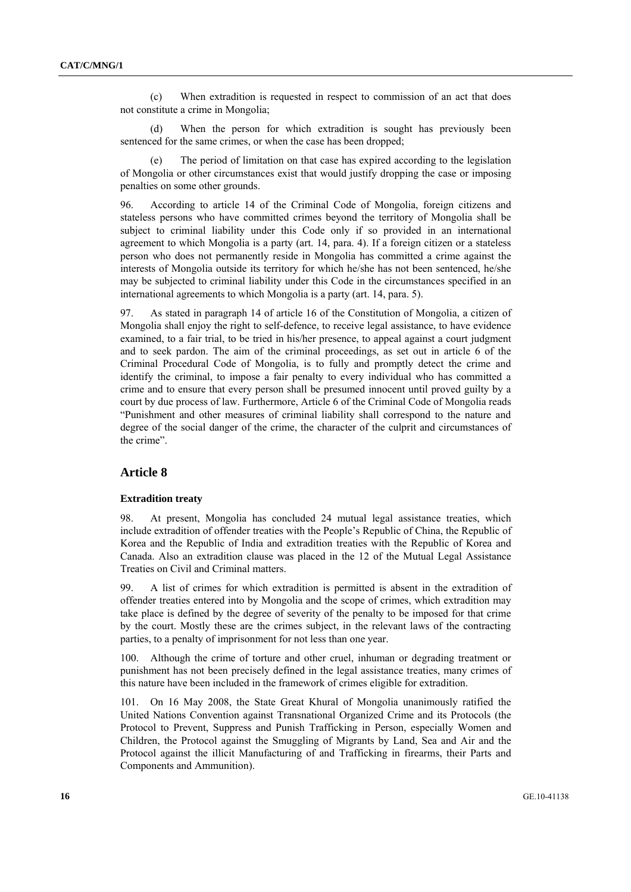(c) When extradition is requested in respect to commission of an act that does not constitute a crime in Mongolia;

(d) When the person for which extradition is sought has previously been sentenced for the same crimes, or when the case has been dropped;

(e) The period of limitation on that case has expired according to the legislation of Mongolia or other circumstances exist that would justify dropping the case or imposing penalties on some other grounds.

96. According to article 14 of the Criminal Code of Mongolia, foreign citizens and stateless persons who have committed crimes beyond the territory of Mongolia shall be subject to criminal liability under this Code only if so provided in an international agreement to which Mongolia is a party (art. 14, para. 4). If a foreign citizen or a stateless person who does not permanently reside in Mongolia has committed a crime against the interests of Mongolia outside its territory for which he/she has not been sentenced, he/she may be subjected to criminal liability under this Code in the circumstances specified in an international agreements to which Mongolia is a party (art. 14, para. 5).

97. As stated in paragraph 14 of article 16 of the Constitution of Mongolia, a citizen of Mongolia shall enjoy the right to self-defence, to receive legal assistance, to have evidence examined, to a fair trial, to be tried in his/her presence, to appeal against a court judgment and to seek pardon. The aim of the criminal proceedings, as set out in article 6 of the Criminal Procedural Code of Mongolia, is to fully and promptly detect the crime and identify the criminal, to impose a fair penalty to every individual who has committed a crime and to ensure that every person shall be presumed innocent until proved guilty by a court by due process of law. Furthermore, Article 6 of the Criminal Code of Mongolia reads "Punishment and other measures of criminal liability shall correspond to the nature and degree of the social danger of the crime, the character of the culprit and circumstances of the crime".

## Article 8

### Extradition treaty

98. At present, Mongolia has concluded 24 mutual legal assistance treaties, which include extradition of offender treaties with the People's Republic of China, the Republic of Korea and the Republic of India and extradition treaties with the Republic of Korea and Canada. Also an extradition clause was placed in the 12 of the Mutual Legal Assistance Treaties on Civil and Criminal matters.

99. A list of crimes for which extradition is permitted is absent in the extradition of offender treaties entered into by Mongolia and the scope of crimes, which extradition may take place is defined by the degree of severity of the penalty to be imposed for that crime by the court. Mostly these are the crimes subject, in the relevant laws of the contracting parties, to a penalty of imprisonment for not less than one year.

100. Although the crime of torture and other cruel, inhuman or degrading treatment or punishment has not been precisely defined in the legal assistance treaties, many crimes of this nature have been included in the framework of crimes eligible for extradition.

101. On 16 May 2008, the State Great Khural of Mongolia unanimously ratified the United Nations Convention against Transnational Organized Crime and its Protocols (the Protocol to Prevent, Suppress and Punish Trafficking in Person, especially Women and Children, the Protocol against the Smuggling of Migrants by Land, Sea and Air and the Protocol against the illicit Manufacturing of and Trafficking in firearms, their Parts and Components and Ammunition).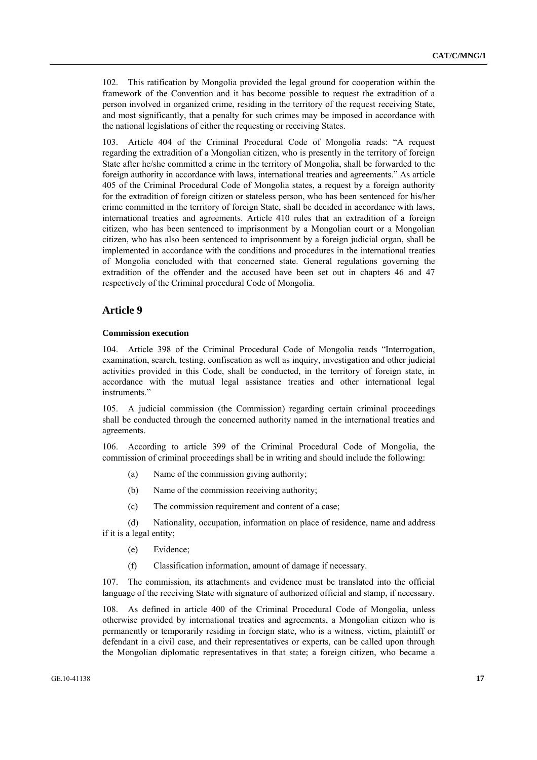102. This ratification by Mongolia provided the legal ground for cooperation within the framework of the Convention and it has become possible to request the extradition of a person involved in organized crime, residing in the territory of the request receiving State, and most significantly, that a penalty for such crimes may be imposed in accordance with the national legislations of either the requesting or receiving States.

103. Article 404 of the Criminal Procedural Code of Mongolia reads: "A request regarding the extradition of a Mongolian citizen, who is presently in the territory of foreign State after he/she committed a crime in the territory of Mongolia, shall be forwarded to the foreign authority in accordance with laws, international treaties and agreements." As article 405 of the Criminal Procedural Code of Mongolia states, a request by a foreign authority for the extradition of foreign citizen or stateless person, who has been sentenced for his/her crime committed in the territory of foreign State, shall be decided in accordance with laws, international treaties and agreements. Article 410 rules that an extradition of a foreign citizen, who has been sentenced to imprisonment by a Mongolian court or a Mongolian citizen, who has also been sentenced to imprisonment by a foreign judicial organ, shall be implemented in accordance with the conditions and procedures in the international treaties of Mongolia concluded with that concerned state. General regulations governing the extradition of the offender and the accused have been set out in chapters 46 and 47 respectively of the Criminal procedural Code of Mongolia.

## Article 9

**Commission execution**

104. Article 398 of the Criminal Procedural Code of Mongolia reads "Interrogation, examination, search, testing, confiscation as well as inquiry, investigation and other judicial activities provided in this Code, shall be conducted, in the territory of foreign state, in accordance with the mutual legal assistance treaties and other international legal instruments."

105. A judicial commission (the Commission) regarding certain criminal proceedings shall be conducted through the concerned authority named in the international treaties and agreements.

106. According to article 399 of the Criminal Procedural Code of Mongolia, the commission of criminal proceedings shall be in writing and should include the following:

(a) Name of the commission giving authority;

(b) Name of the commission receiving authority;

(c) The commission requirement and content of a case;

(d) Nationality, occupation, information on place of residence, name and address if it is a legal entity;

(e) Evidence;

(f) Classification information, amount of damage if necessary.

107. The commission, its attachments and evidence must be translated into the official language of the receiving State with signature of authorized official and stamp, if necessary.

108. As defined in article 400 of the Criminal Procedural Code of Mongolia, unless otherwise provided by international treaties and agreements, a Mongolian citizen who is permanently or temporarily residing in foreign state, who is a witness, victim, plaintiff or defendant in a civil case, and their representatives or experts, can be called upon through the Mongolian diplomatic representatives in that state; a foreign citizen, who became a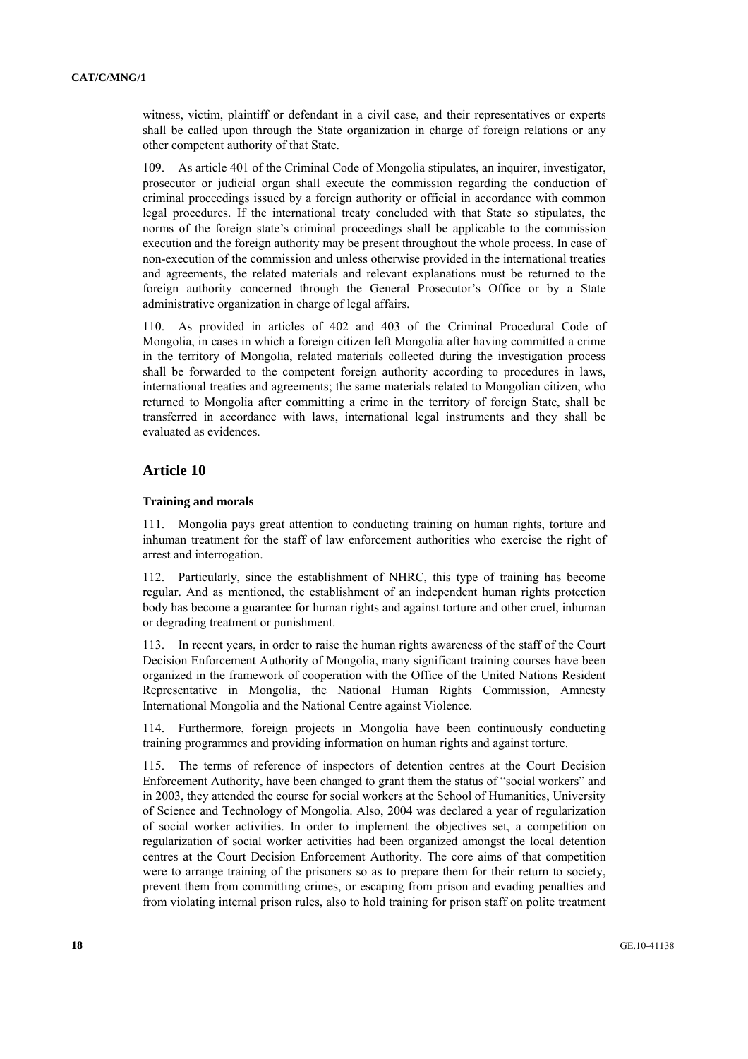witness, victim, plaintiff or defendant in a civil case, and their representatives or experts shall be called upon through the State organization in charge of foreign relations or any other competent authority of that State.

109. As article 401 of the Criminal Code of Mongolia stipulates, an inquirer, investigator, prosecutor or judicial organ shall execute the commission regarding the conduction of criminal proceedings issued by a foreign authority or official in accordance with common legal procedures. If the international treaty concluded with that State so stipulates, the norms of the foreign state's criminal proceedings shall be applicable to the commission execution and the foreign authority may be present throughout the whole process. In case of non-execution of the commission and unless otherwise provided in the international treaties and agreements, the related materials and relevant explanations must be returned to the foreign authority concerned through the General Prosecutor's Office or by a State administrative organization in charge of legal affairs.

110. As provided in articles of 402 and 403 of the Criminal Procedural Code of Mongolia, in cases in which a foreign citizen left Mongolia after having committed a crime in the territory of Mongolia, related materials collected during the investigation process shall be forwarded to the competent foreign authority according to procedures in laws, international treaties and agreements; the same materials related to Mongolian citizen, who returned to Mongolia after committing a crime in the territory of foreign State, shall be transferred in accordance with laws, international legal instruments and they shall be evaluated as evidences.

## Article 10

### Training and morals

111. Mongolia pays great attention to conducting training on human rights, torture and inhuman treatment for the staff of law enforcement authorities who exercise the right of arrest and interrogation.

112. Particularly, since the establishment of NHRC, this type of training has become regular. And as mentioned, the establishment of an independent human rights protection body has become a guarantee for human rights and against torture and other cruel, inhuman or degrading treatment or punishment.

113. In recent years, in order to raise the human rights awareness of the staff of the Court Decision Enforcement Authority of Mongolia, many significant training courses have been organized in the framework of cooperation with the Office of the United Nations Resident Representative in Mongolia, the National Human Rights Commission, Amnesty International Mongolia and the National Centre against Violence.

114. Furthermore, foreign projects in Mongolia have been continuously conducting training programmes and providing information on human rights and against torture.

115. The terms of reference of inspectors of detention centres at the Court Decision Enforcement Authority, have been changed to grant them the status of "social workers" and in 2003, they attended the course for social workers at the School of Humanities, University of Science and Technology of Mongolia. Also, 2004 was declared a year of regularization of social worker activities. In order to implement the objectives set, a competition on regularization of social worker activities had been organized amongst the local detention centres at the Court Decision Enforcement Authority. The core aims of that competition were to arrange training of the prisoners so as to prepare them for their return to society, prevent them from committing crimes, or escaping from prison and evading penalties and from violating internal prison rules, also to hold training for prison staff on polite treatment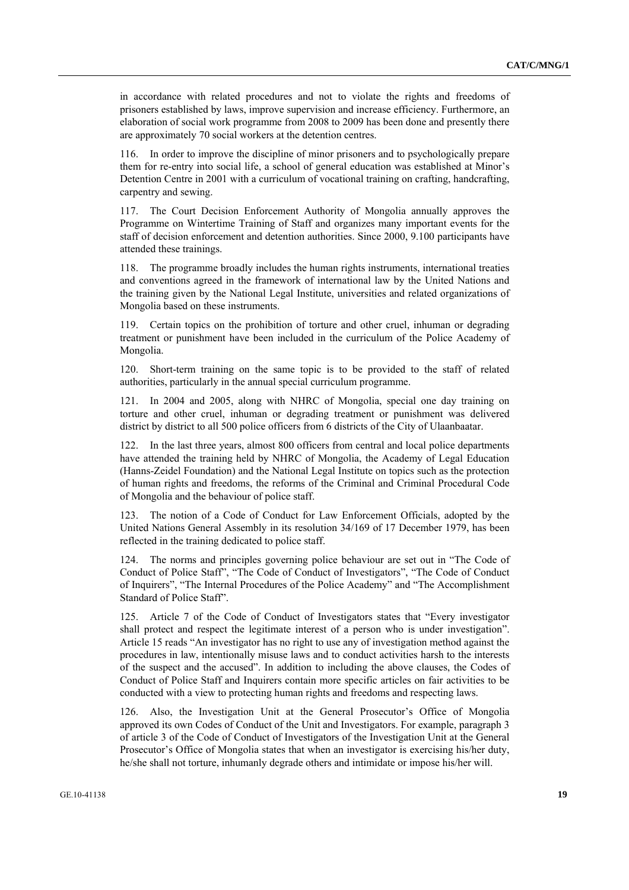in accordance with related procedures and not to violate the rights and freedoms of prisoners established by laws, improve supervision and increase efficiency. Furthermore, an elaboration of social work programme from 2008 to 2009 has been done and presently there are approximately 70 social workers at the detention centres.

116. In order to improve the discipline of minor prisoners and to psychologically prepare them for re-entry into social life, a school of general education was established at Minor's Detention Centre in 2001 with a curriculum of vocational training on crafting, handcrafting, carpentry and sewing.

117. The Court Decision Enforcement Authority of Mongolia annually approves the Programme on Wintertime Training of Staff and organizes many important events for the staff of decision enforcement and detention authorities. Since 2000, 9.100 participants have attended these trainings.

118. The programme broadly includes the human rights instruments, international treaties and conventions agreed in the framework of international law by the United Nations and the training given by the National Legal Institute, universities and related organizations of Mongolia based on these instruments.

119. Certain topics on the prohibition of torture and other cruel, inhuman or degrading treatment or punishment have been included in the curriculum of the Police Academy of Mongolia.

120. Short-term training on the same topic is to be provided to the staff of related authorities, particularly in the annual special curriculum programme.

121. In 2004 and 2005, along with NHRC of Mongolia, special one day training on torture and other cruel, inhuman or degrading treatment or punishment was delivered district by district to all 500 police officers from 6 districts of the City of Ulaanbaatar.

122. In the last three years, almost 800 officers from central and local police departments have attended the training held by NHRC of Mongolia, the Academy of Legal Education (Hanns-Zeidel Foundation) and the National Legal Institute on topics such as the protection of human rights and freedoms, the reforms of the Criminal and Criminal Procedural Code of Mongolia and the behaviour of police staff.

123. The notion of a Code of Conduct for Law Enforcement Officials, adopted by the United Nations General Assembly in its resolution 34/169 of 17 December 1979, has been reflected in the training dedicated to police staff.

124. The norms and principles governing police behaviour are set out in "The Code of Conduct of Police Staff", "The Code of Conduct of Investigators", "The Code of Conduct of Inquirers", "The Internal Procedures of the Police Academy" and "The Accomplishment Standard of Police Staff".

125. Article 7 of the Code of Conduct of Investigators states that "Every investigator shall protect and respect the legitimate interest of a person who is under investigation". Article 15 reads "An investigator has no right to use any of investigation method against the procedures in law, intentionally misuse laws and to conduct activities harsh to the interests of the suspect and the accused". In addition to including the above clauses, the Codes of Conduct of Police Staff and Inquirers contain more specific articles on fair activities to be conducted with a view to protecting human rights and freedoms and respecting laws.

126. Also, the Investigation Unit at the General Prosecutor's Office of Mongolia approved its own Codes of Conduct of the Unit and Investigators. For example, paragraph 3 of article 3 of the Code of Conduct of Investigators of the Investigation Unit at the General Prosecutor's Office of Mongolia states that when an investigator is exercising his/her duty, he/she shall not torture, inhumanly degrade others and intimidate or impose his/her will.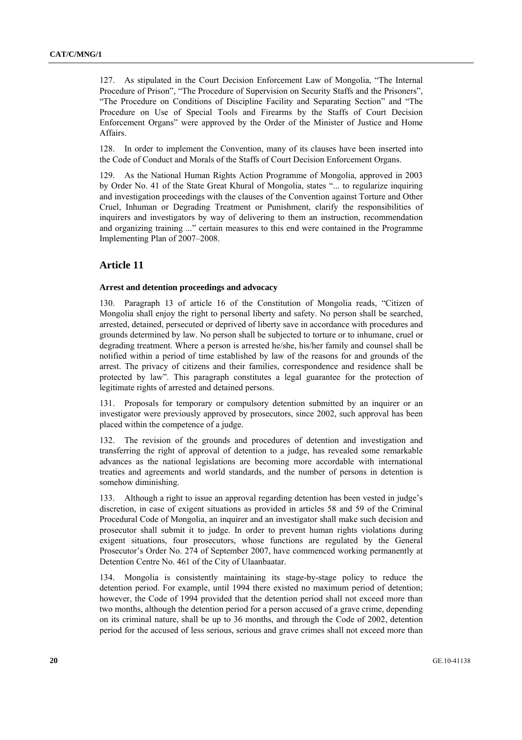127. As stipulated in the Court Decision Enforcement Law of Mongolia, "The Internal Procedure of Prison", "The Procedure of Supervision on Security Staffs and the Prisoners", "The Procedure on Conditions of Discipline Facility and Separating Section" and "The Procedure on Use of Special Tools and Firearms by the Staffs of Court Decision Enforcement Organs" were approved by the Order of the Minister of Justice and Home Affairs.

128. In order to implement the Convention, many of its clauses have been inserted into the Code of Conduct and Morals of the Staffs of Court Decision Enforcement Organs.

129. As the National Human Rights Action Programme of Mongolia, approved in 2003 by Order No. 41 of the State Great Khural of Mongolia, states "... to regularize inquiring and investigation proceedings with the clauses of the Convention against Torture and Other Cruel, Inhuman or Degrading Treatment or Punishment, clarify the responsibilities of inquirers and investigators by way of delivering to them an instruction, recommendation and organizing training ..." certain measures to this end were contained in the Programme Implementing Plan of 2007–2008.

## Article 11

### Arrest and detention proceedings and advocacy

130. Paragraph 13 of article 16 of the Constitution of Mongolia reads, "Citizen of Mongolia shall enjoy the right to personal liberty and safety. No person shall be searched, arrested, detained, persecuted or deprived of liberty save in accordance with procedures and grounds determined by law. No person shall be subjected to torture or to inhumane, cruel or degrading treatment. Where a person is arrested he/she, his/her family and counsel shall be notified within a period of time established by law of the reasons for and grounds of the arrest. The privacy of citizens and their families, correspondence and residence shall be protected by law". This paragraph constitutes a legal guarantee for the protection of legitimate rights of arrested and detained persons.

131. Proposals for temporary or compulsory detention submitted by an inquirer or an investigator were previously approved by prosecutors, since 2002, such approval has been placed within the competence of a judge.

132. The revision of the grounds and procedures of detention and investigation and transferring the right of approval of detention to a judge, has revealed some remarkable advances as the national legislations are becoming more accordable with international treaties and agreements and world standards, and the number of persons in detention is somehow diminishing.

133. Although a right to issue an approval regarding detention has been vested in judge's discretion, in case of exigent situations as provided in articles 58 and 59 of the Criminal Procedural Code of Mongolia, an inquirer and an investigator shall make such decision and prosecutor shall submit it to judge. In order to prevent human rights violations during exigent situations, four prosecutors, whose functions are regulated by the General Prosecutor's Order No. 274 of September 2007, have commenced working permanently at Detention Centre No. 461 of the City of Ulaanbaatar.

134. Mongolia is consistently maintaining its stage-by-stage policy to reduce the detention period. For example, until 1994 there existed no maximum period of detention; however, the Code of 1994 provided that the detention period shall not exceed more than two months, although the detention period for a person accused of a grave crime, depending on its criminal nature, shall be up to 36 months, and through the Code of 2002, detention period for the accused of less serious, serious and grave crimes shall not exceed more than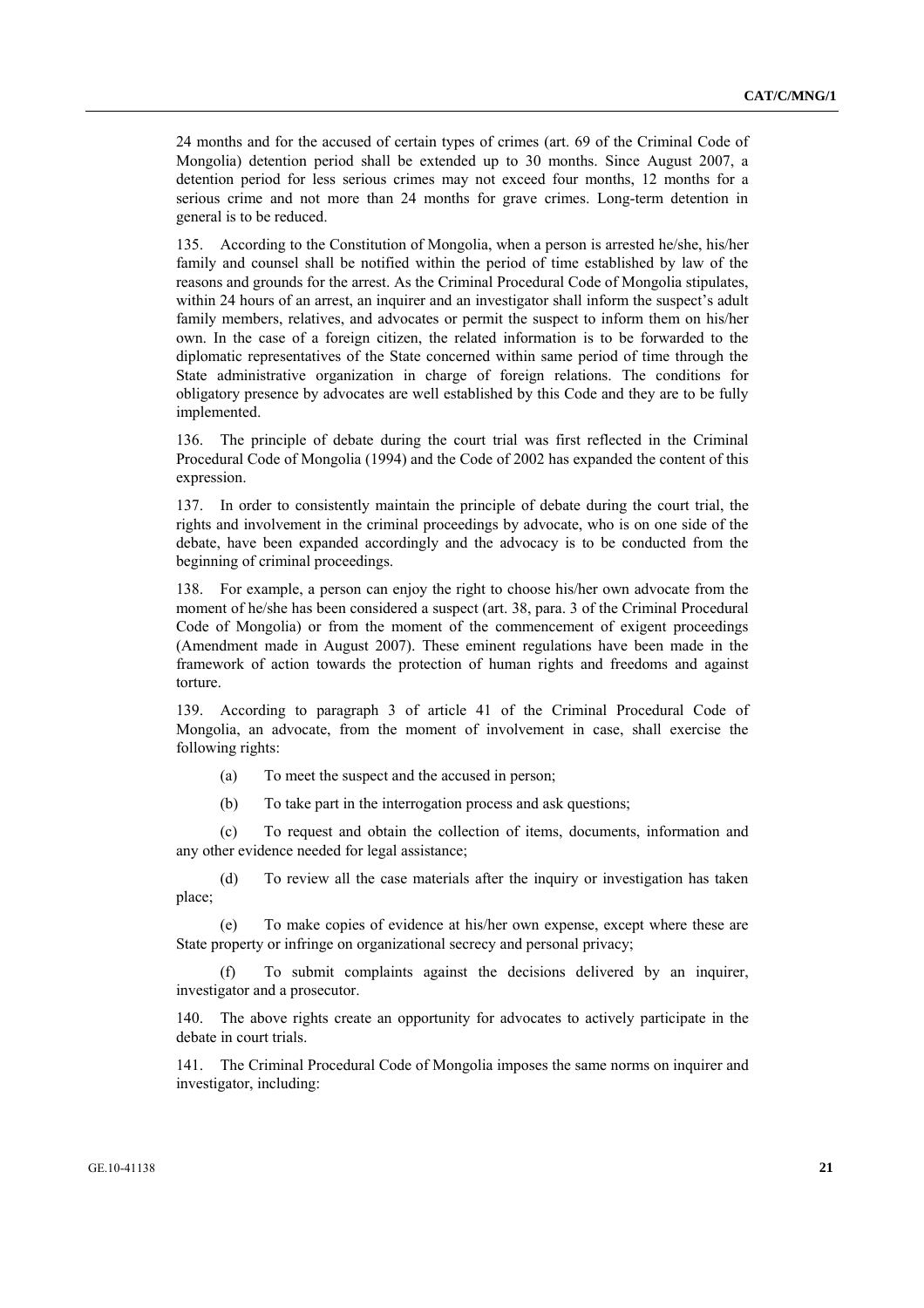24 months and for the accused of certain types of crimes (art. 69 of the Criminal Code of Mongolia) detention period shall be extended up to 30 months. Since August 2007, a detention period for less serious crimes may not exceed four months, 12 months for a serious crime and not more than 24 months for grave crimes. Long-term detention in general is to be reduced.

135. According to the Constitution of Mongolia, when a person is arrested he/she, his/her family and counsel shall be notified within the period of time established by law of the reasons and grounds for the arrest. As the Criminal Procedural Code of Mongolia stipulates, within 24 hours of an arrest, an inquirer and an investigator shall inform the suspect's adult family members, relatives, and advocates or permit the suspect to inform them on his/her own. In the case of a foreign citizen, the related information is to be forwarded to the diplomatic representatives of the State concerned within same period of time through the State administrative organization in charge of foreign relations. The conditions for obligatory presence by advocates are well established by this Code and they are to be fully implemented.

136. The principle of debate during the court trial was first reflected in the Criminal Procedural Code of Mongolia (1994) and the Code of 2002 has expanded the content of this expression.

137. In order to consistently maintain the principle of debate during the court trial, the rights and involvement in the criminal proceedings by advocate, who is on one side of the debate, have been expanded accordingly and the advocacy is to be conducted from the beginning of criminal proceedings.

138. For example, a person can enjoy the right to choose his/her own advocate from the moment of he/she has been considered a suspect (art. 38, para. 3 of the Criminal Procedural Code of Mongolia) or from the moment of the commencement of exigent proceedings (Amendment made in August 2007). These eminent regulations have been made in the framework of action towards the protection of human rights and freedoms and against torture.

139. According to paragraph 3 of article 41 of the Criminal Procedural Code of Mongolia, an advocate, from the moment of involvement in case, shall exercise the following rights:

(a) To meet the suspect and the accused in person;

(b) To take part in the interrogation process and ask questions;

(c) To request and obtain the collection of items, documents, information and any other evidence needed for legal assistance;

(d) To review all the case materials after the inquiry or investigation has taken place;

(e) To make copies of evidence at his/her own expense, except where these are State property or infringe on organizational secrecy and personal privacy;

(f) To submit complaints against the decisions delivered by an inquirer, investigator and a prosecutor.

140. The above rights create an opportunity for advocates to actively participate in the debate in court trials.

141. The Criminal Procedural Code of Mongolia imposes the same norms on inquirer and investigator, including: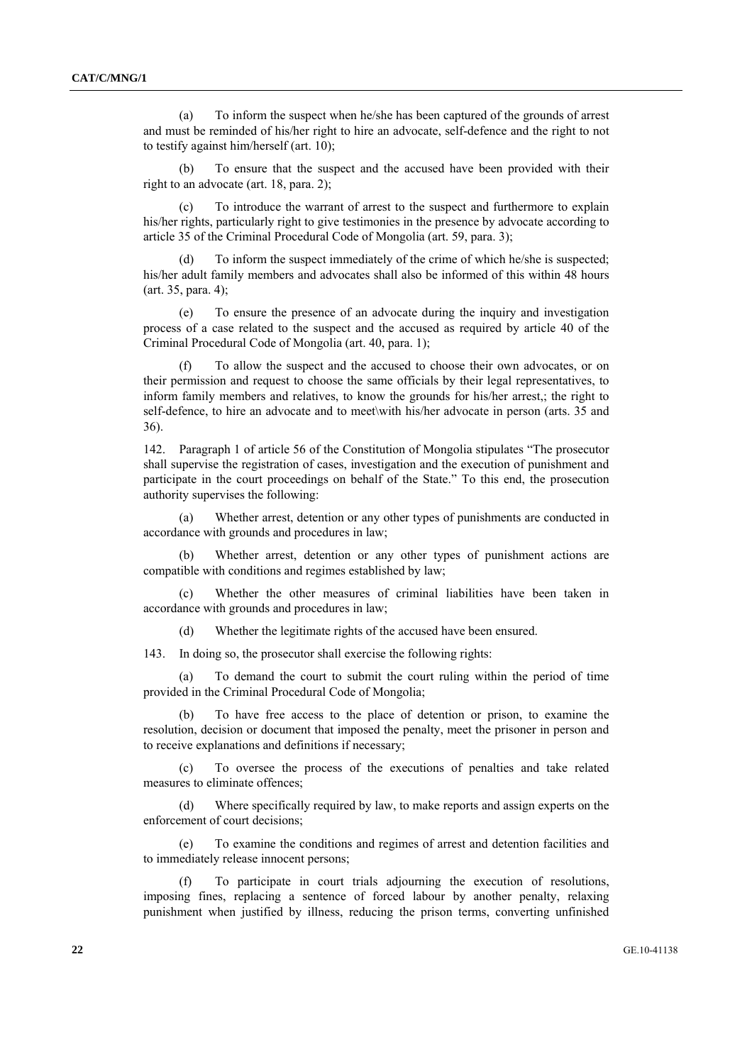(a) To inform the suspect when he/she has been captured of the grounds of arrest and must be reminded of his/her right to hire an advocate, self-defence and the right to not to testify against him/herself (art. 10);

(b) To ensure that the suspect and the accused have been provided with their right to an advocate (art. 18, para. 2);

(c) To introduce the warrant of arrest to the suspect and furthermore to explain his/her rights, particularly right to give testimonies in the presence by advocate according to article 35 of the Criminal Procedural Code of Mongolia (art. 59, para. 3);

(d) To inform the suspect immediately of the crime of which he/she is suspected; his/her adult family members and advocates shall also be informed of this within 48 hours (art. 35, para. 4);

(e) To ensure the presence of an advocate during the inquiry and investigation process of a case related to the suspect and the accused as required by article 40 of the Criminal Procedural Code of Mongolia (art. 40, para. 1);

(f) To allow the suspect and the accused to choose their own advocates, or on their permission and request to choose the same officials by their legal representatives, to inform family members and relatives, to know the grounds for his/her arrest,; the right to self-defence, to hire an advocate and to meet\with his/her advocate in person (arts. 35 and 36).

142. Paragraph 1 of article 56 of the Constitution of Mongolia stipulates "The prosecutor shall supervise the registration of cases, investigation and the execution of punishment and participate in the court proceedings on behalf of the State." To this end, the prosecution authority supervises the following:

(a) Whether arrest, detention or any other types of punishments are conducted in accordance with grounds and procedures in law;

(b) Whether arrest, detention or any other types of punishment actions are compatible with conditions and regimes established by law;

(c) Whether the other measures of criminal liabilities have been taken in accordance with grounds and procedures in law;

(d) Whether the legitimate rights of the accused have been ensured.

143. In doing so, the prosecutor shall exercise the following rights:

(a) To demand the court to submit the court ruling within the period of time provided in the Criminal Procedural Code of Mongolia;

(b) To have free access to the place of detention or prison, to examine the resolution, decision or document that imposed the penalty, meet the prisoner in person and to receive explanations and definitions if necessary;

(c) To oversee the process of the executions of penalties and take related measures to eliminate offences;

(d) Where specifically required by law, to make reports and assign experts on the enforcement of court decisions;

(e) To examine the conditions and regimes of arrest and detention facilities and to immediately release innocent persons;

(f) To participate in court trials adjourning the execution of resolutions, imposing fines, replacing a sentence of forced labour by another penalty, relaxing punishment when justified by illness, reducing the prison terms, converting unfinished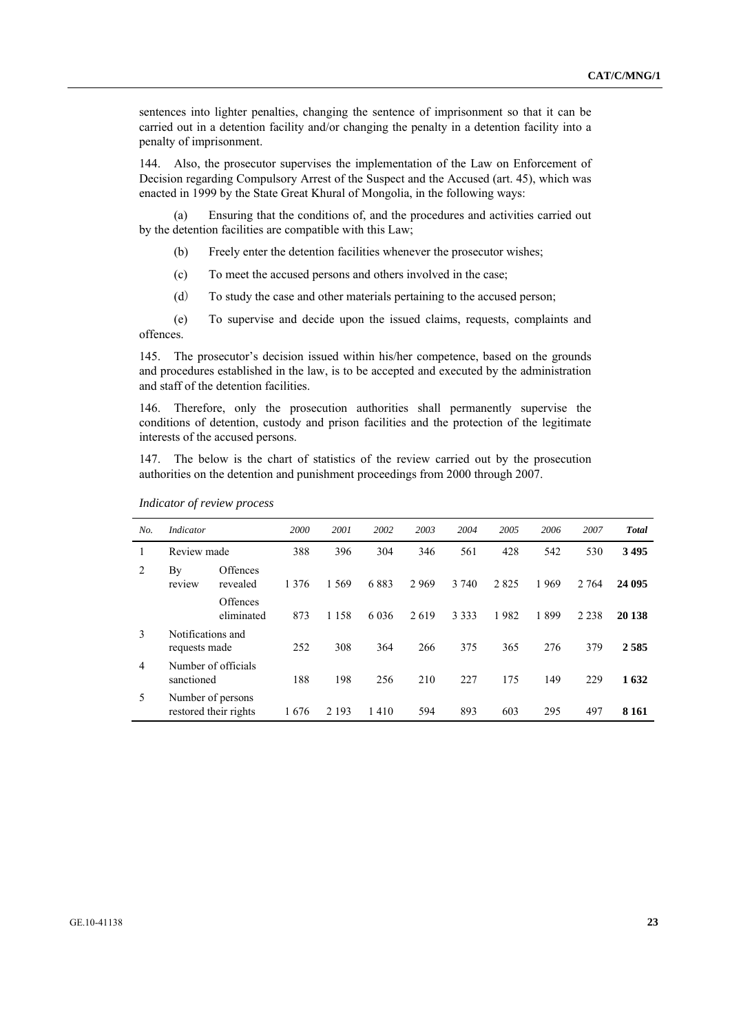sentences into lighter penalties, changing the sentence of imprisonment so that it can be carried out in a detention facility and/or changing the penalty in a detention facility into a penalty of imprisonment.

144. Also, the prosecutor supervises the implementation of the Law on Enforcement of Decision regarding Compulsory Arrest of the Suspect and the Accused (art. 45), which was enacted in 1999 by the State Great Khural of Mongolia, in the following ways:

(a) Ensuring that the conditions of, and the procedures and activities carried out by the detention facilities are compatible with this Law;

(b) Freely enter the detention facilities whenever the prosecutor wishes;

(c) To meet the accused persons and others involved in the case;

(d) To study the case and other materials pertaining to the accused person;

(e) To supervise and decide upon the issued claims, requests, complaints and offences.

145. The prosecutor's decision issued within his/her competence, based on the grounds and procedures established in the law, is to be accepted and executed by the administration and staff of the detention facilities.

146. Therefore, only the prosecution authorities shall permanently supervise the conditions of detention, custody and prison facilities and the protection of the legitimate interests of the accused persons.

147. The below is the chart of statistics of the review carried out by the prosecution authorities on the detention and punishment proceedings from 2000 through 2007.

*Indicator of review process*

| *No.* | *Indicator* | | *2000* | *2001* | *2002* | *2003* | *2004* | *2005* | *2006* | *2007* | ***Total*** |
|---|---|---|---|---|---|---|---|---|---|---|---|
| 1 | Review made | | 388 | 396 | 304 | 346 | 561 | 428 | 542 | 530 | **3 495** |
| 2 | By review | Offences revealed | 1 376 | 1 569 | 6 883 | 2 969 | 3 740 | 2 825 | 1 969 | 2 764 | **24 095** |
| | | Offences eliminated | 873 | 1 158 | 6 036 | 2 619 | 3 333 | 1 982 | 1 899 | 2 238 | **20 138** |
| 3 | Notifications and requests made | | 252 | 308 | 364 | 266 | 375 | 365 | 276 | 379 | **2 585** |
| 4 | Number of officials sanctioned | | 188 | 198 | 256 | 210 | 227 | 175 | 149 | 229 | **1 632** |
| 5 | Number of persons restored their rights | | 1 676 | 2 193 | 1 410 | 594 | 893 | 603 | 295 | 497 | **8 161** |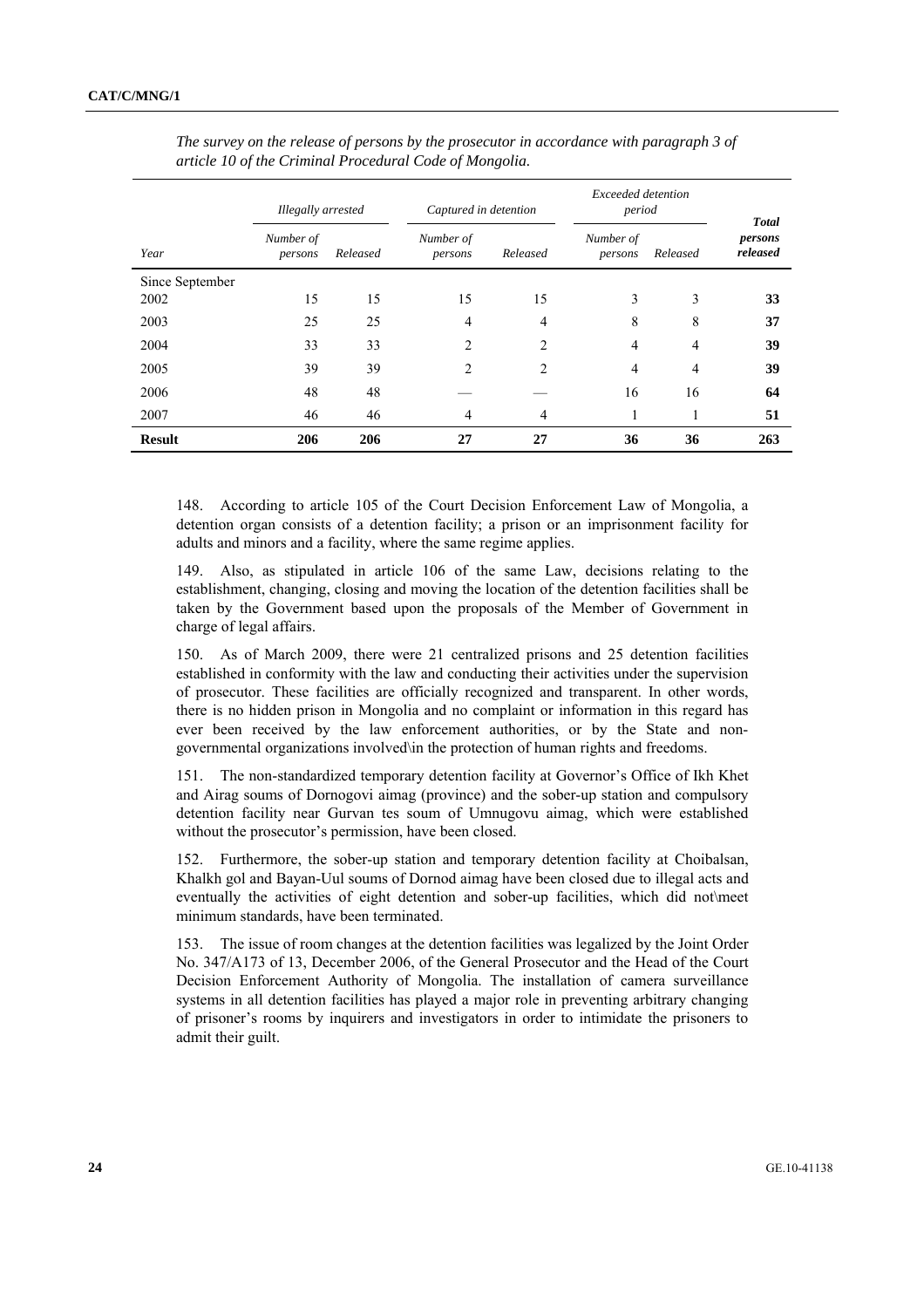*The survey on the release of persons by the prosecutor in accordance with paragraph 3 of article 10 of the Criminal Procedural Code of Mongolia.*

| Year | *Illegally arrested* | | *Captured in detention* | | *Exceeded detention period* | | **Total persons released** |
|---|---|---|---|---|---|---|---|
| | *Number of persons* | *Released* | *Number of persons* | *Released* | *Number of persons* | *Released* | |
| Since September 2002 | 15 | 15 | 15 | 15 | 3 | 3 | **33** |
| 2003 | 25 | 25 | 4 | 4 | 8 | 8 | **37** |
| 2004 | 33 | 33 | 2 | 2 | 4 | 4 | **39** |
| 2005 | 39 | 39 | 2 | 2 | 4 | 4 | **39** |
| 2006 | 48 | 48 | — | — | 16 | 16 | **64** |
| 2007 | 46 | 46 | 4 | 4 | 1 | 1 | **51** |
| **Result** | **206** | **206** | **27** | **27** | **36** | **36** | **263** |

148. According to article 105 of the Court Decision Enforcement Law of Mongolia, a detention organ consists of a detention facility; a prison or an imprisonment facility for adults and minors and a facility, where the same regime applies.

149. Also, as stipulated in article 106 of the same Law, decisions relating to the establishment, changing, closing and moving the location of the detention facilities shall be taken by the Government based upon the proposals of the Member of Government in charge of legal affairs.

150. As of March 2009, there were 21 centralized prisons and 25 detention facilities established in conformity with the law and conducting their activities under the supervision of prosecutor. These facilities are officially recognized and transparent. In other words, there is no hidden prison in Mongolia and no complaint or information in this regard has ever been received by the law enforcement authorities, or by the State and non-governmental organizations involved\in the protection of human rights and freedoms.

151. The non-standardized temporary detention facility at Governor's Office of Ikh Khet and Airag soums of Dornogovi aimag (province) and the sober-up station and compulsory detention facility near Gurvan tes soum of Umnugovu aimag, which were established without the prosecutor's permission, have been closed.

152. Furthermore, the sober-up station and temporary detention facility at Choibalsan, Khalkh gol and Bayan-Uul soums of Dornod aimag have been closed due to illegal acts and eventually the activities of eight detention and sober-up facilities, which did not\meet minimum standards, have been terminated.

153. The issue of room changes at the detention facilities was legalized by the Joint Order No. 347/A173 of 13, December 2006, of the General Prosecutor and the Head of the Court Decision Enforcement Authority of Mongolia. The installation of camera surveillance systems in all detention facilities has played a major role in preventing arbitrary changing of prisoner's rooms by inquirers and investigators in order to intimidate the prisoners to admit their guilt.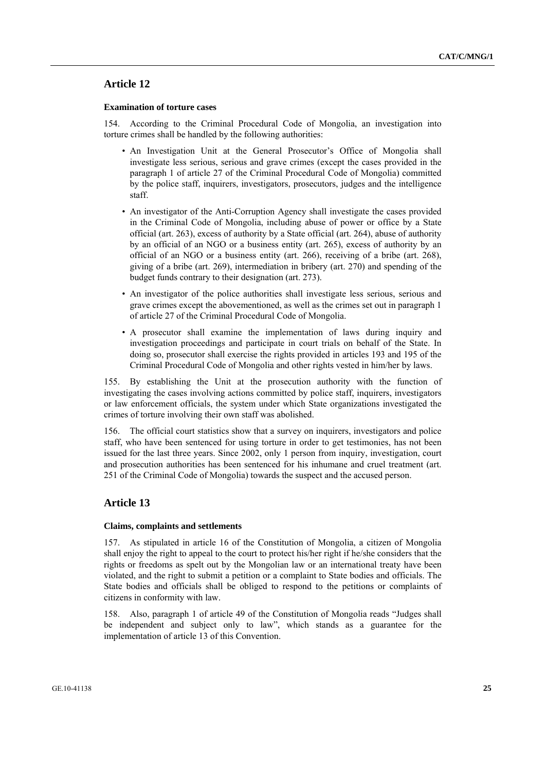## Article 12

### Examination of torture cases

154. According to the Criminal Procedural Code of Mongolia, an investigation into torture crimes shall be handled by the following authorities:

- An Investigation Unit at the General Prosecutor's Office of Mongolia shall investigate less serious, serious and grave crimes (except the cases provided in the paragraph 1 of article 27 of the Criminal Procedural Code of Mongolia) committed by the police staff, inquirers, investigators, prosecutors, judges and the intelligence staff.
- An investigator of the Anti-Corruption Agency shall investigate the cases provided in the Criminal Code of Mongolia, including abuse of power or office by a State official (art. 263), excess of authority by a State official (art. 264), abuse of authority by an official of an NGO or a business entity (art. 265), excess of authority by an official of an NGO or a business entity (art. 266), receiving of a bribe (art. 268), giving of a bribe (art. 269), intermediation in bribery (art. 270) and spending of the budget funds contrary to their designation (art. 273).
- An investigator of the police authorities shall investigate less serious, serious and grave crimes except the abovementioned, as well as the crimes set out in paragraph 1 of article 27 of the Criminal Procedural Code of Mongolia.
- A prosecutor shall examine the implementation of laws during inquiry and investigation proceedings and participate in court trials on behalf of the State. In doing so, prosecutor shall exercise the rights provided in articles 193 and 195 of the Criminal Procedural Code of Mongolia and other rights vested in him/her by laws.

155. By establishing the Unit at the prosecution authority with the function of investigating the cases involving actions committed by police staff, inquirers, investigators or law enforcement officials, the system under which State organizations investigated the crimes of torture involving their own staff was abolished.

156. The official court statistics show that a survey on inquirers, investigators and police staff, who have been sentenced for using torture in order to get testimonies, has not been issued for the last three years. Since 2002, only 1 person from inquiry, investigation, court and prosecution authorities has been sentenced for his inhumane and cruel treatment (art. 251 of the Criminal Code of Mongolia) towards the suspect and the accused person.

## Article 13

### Claims, complaints and settlements

157. As stipulated in article 16 of the Constitution of Mongolia, a citizen of Mongolia shall enjoy the right to appeal to the court to protect his/her right if he/she considers that the rights or freedoms as spelt out by the Mongolian law or an international treaty have been violated, and the right to submit a petition or a complaint to State bodies and officials. The State bodies and officials shall be obliged to respond to the petitions or complaints of citizens in conformity with law.

158. Also, paragraph 1 of article 49 of the Constitution of Mongolia reads "Judges shall be independent and subject only to law", which stands as a guarantee for the implementation of article 13 of this Convention.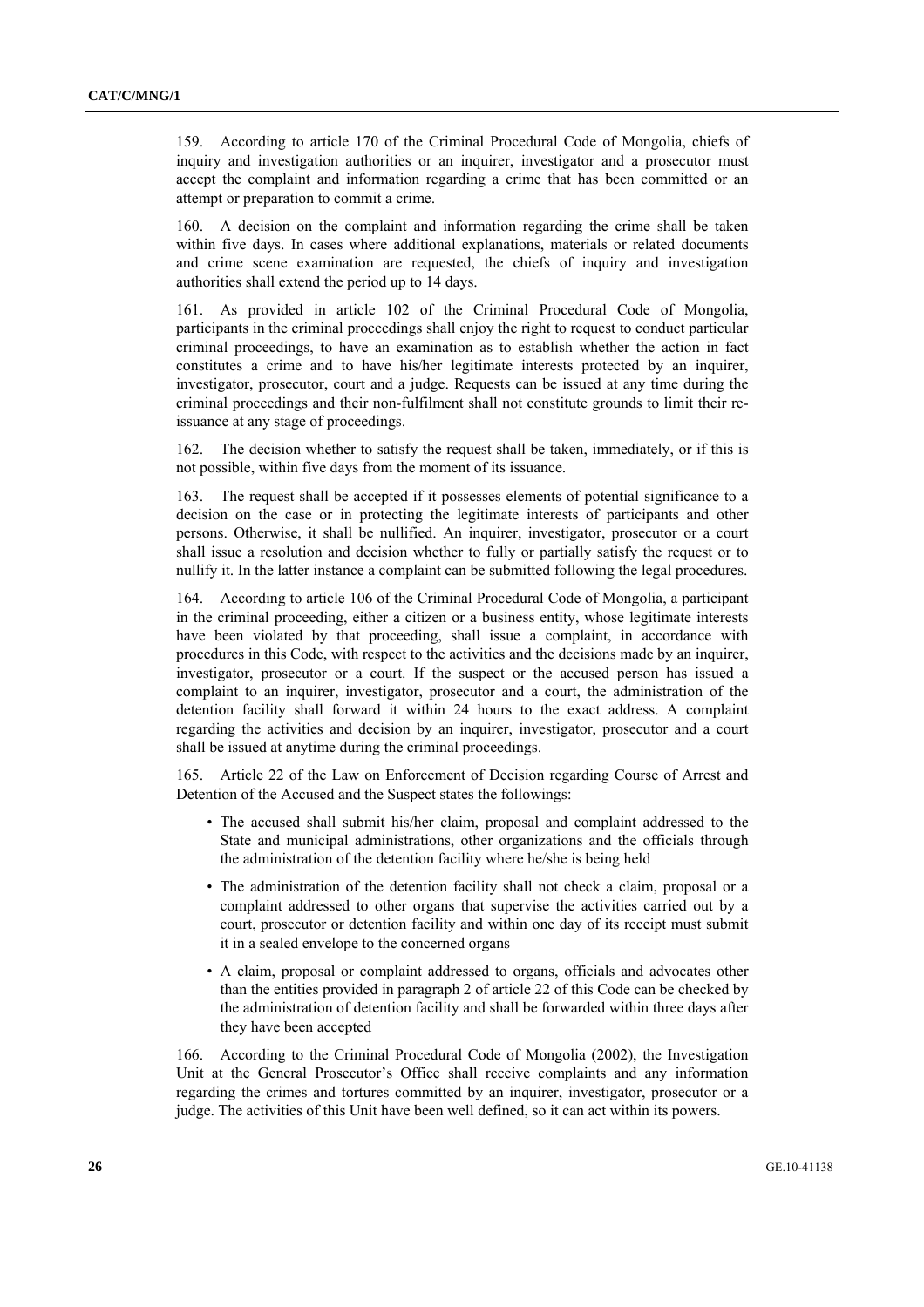159. According to article 170 of the Criminal Procedural Code of Mongolia, chiefs of inquiry and investigation authorities or an inquirer, investigator and a prosecutor must accept the complaint and information regarding a crime that has been committed or an attempt or preparation to commit a crime.

160. A decision on the complaint and information regarding the crime shall be taken within five days. In cases where additional explanations, materials or related documents and crime scene examination are requested, the chiefs of inquiry and investigation authorities shall extend the period up to 14 days.

161. As provided in article 102 of the Criminal Procedural Code of Mongolia, participants in the criminal proceedings shall enjoy the right to request to conduct particular criminal proceedings, to have an examination as to establish whether the action in fact constitutes a crime and to have his/her legitimate interests protected by an inquirer, investigator, prosecutor, court and a judge. Requests can be issued at any time during the criminal proceedings and their non-fulfilment shall not constitute grounds to limit their re-issuance at any stage of proceedings.

162. The decision whether to satisfy the request shall be taken, immediately, or if this is not possible, within five days from the moment of its issuance.

163. The request shall be accepted if it possesses elements of potential significance to a decision on the case or in protecting the legitimate interests of participants and other persons. Otherwise, it shall be nullified. An inquirer, investigator, prosecutor or a court shall issue a resolution and decision whether to fully or partially satisfy the request or to nullify it. In the latter instance a complaint can be submitted following the legal procedures.

164. According to article 106 of the Criminal Procedural Code of Mongolia, a participant in the criminal proceeding, either a citizen or a business entity, whose legitimate interests have been violated by that proceeding, shall issue a complaint, in accordance with procedures in this Code, with respect to the activities and the decisions made by an inquirer, investigator, prosecutor or a court. If the suspect or the accused person has issued a complaint to an inquirer, investigator, prosecutor and a court, the administration of the detention facility shall forward it within 24 hours to the exact address. A complaint regarding the activities and decision by an inquirer, investigator, prosecutor and a court shall be issued at anytime during the criminal proceedings.

165. Article 22 of the Law on Enforcement of Decision regarding Course of Arrest and Detention of the Accused and the Suspect states the followings:

- The accused shall submit his/her claim, proposal and complaint addressed to the State and municipal administrations, other organizations and the officials through the administration of the detention facility where he/she is being held
- The administration of the detention facility shall not check a claim, proposal or a complaint addressed to other organs that supervise the activities carried out by a court, prosecutor or detention facility and within one day of its receipt must submit it in a sealed envelope to the concerned organs
- A claim, proposal or complaint addressed to organs, officials and advocates other than the entities provided in paragraph 2 of article 22 of this Code can be checked by the administration of detention facility and shall be forwarded within three days after they have been accepted

166. According to the Criminal Procedural Code of Mongolia (2002), the Investigation Unit at the General Prosecutor's Office shall receive complaints and any information regarding the crimes and tortures committed by an inquirer, investigator, prosecutor or a judge. The activities of this Unit have been well defined, so it can act within its powers.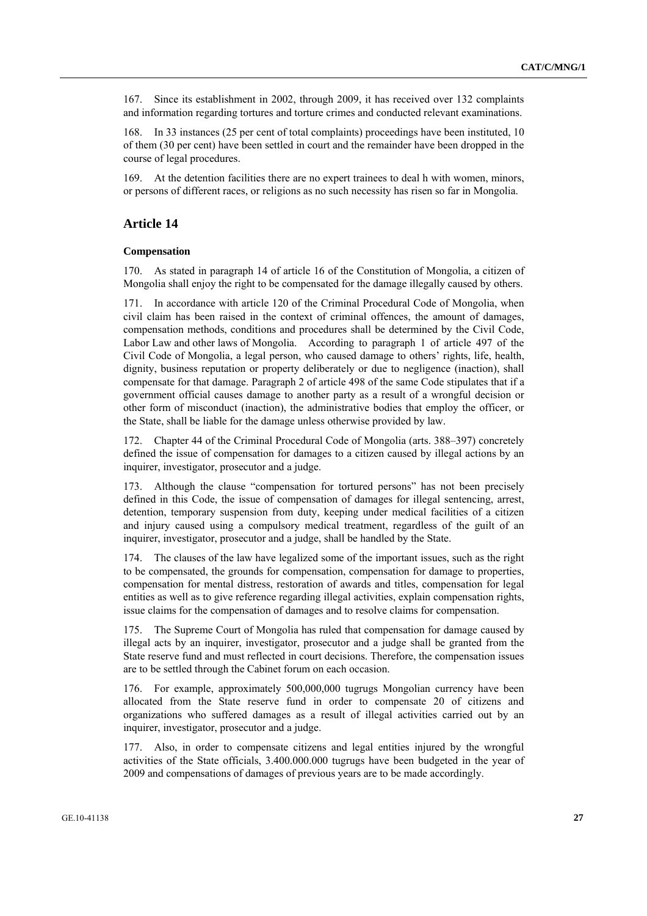167. Since its establishment in 2002, through 2009, it has received over 132 complaints and information regarding tortures and torture crimes and conducted relevant examinations.

168. In 33 instances (25 per cent of total complaints) proceedings have been instituted, 10 of them (30 per cent) have been settled in court and the remainder have been dropped in the course of legal procedures.

169. At the detention facilities there are no expert trainees to deal h with women, minors, or persons of different races, or religions as no such necessity has risen so far in Mongolia.

## Article 14

### Compensation

170. As stated in paragraph 14 of article 16 of the Constitution of Mongolia, a citizen of Mongolia shall enjoy the right to be compensated for the damage illegally caused by others.

171. In accordance with article 120 of the Criminal Procedural Code of Mongolia, when civil claim has been raised in the context of criminal offences, the amount of damages, compensation methods, conditions and procedures shall be determined by the Civil Code, Labor Law and other laws of Mongolia. According to paragraph 1 of article 497 of the Civil Code of Mongolia, a legal person, who caused damage to others' rights, life, health, dignity, business reputation or property deliberately or due to negligence (inaction), shall compensate for that damage. Paragraph 2 of article 498 of the same Code stipulates that if a government official causes damage to another party as a result of a wrongful decision or other form of misconduct (inaction), the administrative bodies that employ the officer, or the State, shall be liable for the damage unless otherwise provided by law.

172. Chapter 44 of the Criminal Procedural Code of Mongolia (arts. 388–397) concretely defined the issue of compensation for damages to a citizen caused by illegal actions by an inquirer, investigator, prosecutor and a judge.

173. Although the clause "compensation for tortured persons" has not been precisely defined in this Code, the issue of compensation of damages for illegal sentencing, arrest, detention, temporary suspension from duty, keeping under medical facilities of a citizen and injury caused using a compulsory medical treatment, regardless of the guilt of an inquirer, investigator, prosecutor and a judge, shall be handled by the State.

174. The clauses of the law have legalized some of the important issues, such as the right to be compensated, the grounds for compensation, compensation for damage to properties, compensation for mental distress, restoration of awards and titles, compensation for legal entities as well as to give reference regarding illegal activities, explain compensation rights, issue claims for the compensation of damages and to resolve claims for compensation.

175. The Supreme Court of Mongolia has ruled that compensation for damage caused by illegal acts by an inquirer, investigator, prosecutor and a judge shall be granted from the State reserve fund and must reflected in court decisions. Therefore, the compensation issues are to be settled through the Cabinet forum on each occasion.

176. For example, approximately 500,000,000 tugrugs Mongolian currency have been allocated from the State reserve fund in order to compensate 20 of citizens and organizations who suffered damages as a result of illegal activities carried out by an inquirer, investigator, prosecutor and a judge.

177. Also, in order to compensate citizens and legal entities injured by the wrongful activities of the State officials, 3.400.000.000 tugrugs have been budgeted in the year of 2009 and compensations of damages of previous years are to be made accordingly.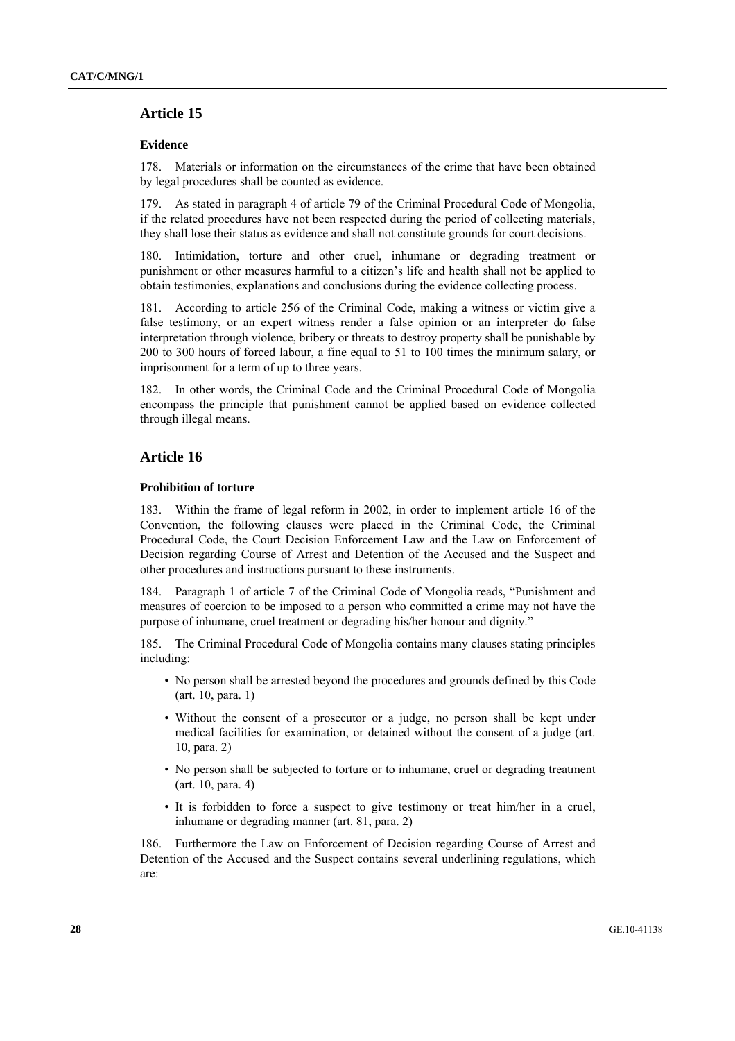## Article 15

### Evidence

178. Materials or information on the circumstances of the crime that have been obtained by legal procedures shall be counted as evidence.

179. As stated in paragraph 4 of article 79 of the Criminal Procedural Code of Mongolia, if the related procedures have not been respected during the period of collecting materials, they shall lose their status as evidence and shall not constitute grounds for court decisions.

180. Intimidation, torture and other cruel, inhumane or degrading treatment or punishment or other measures harmful to a citizen's life and health shall not be applied to obtain testimonies, explanations and conclusions during the evidence collecting process.

181. According to article 256 of the Criminal Code, making a witness or victim give a false testimony, or an expert witness render a false opinion or an interpreter do false interpretation through violence, bribery or threats to destroy property shall be punishable by 200 to 300 hours of forced labour, a fine equal to 51 to 100 times the minimum salary, or imprisonment for a term of up to three years.

182. In other words, the Criminal Code and the Criminal Procedural Code of Mongolia encompass the principle that punishment cannot be applied based on evidence collected through illegal means.

## Article 16

### Prohibition of torture

183. Within the frame of legal reform in 2002, in order to implement article 16 of the Convention, the following clauses were placed in the Criminal Code, the Criminal Procedural Code, the Court Decision Enforcement Law and the Law on Enforcement of Decision regarding Course of Arrest and Detention of the Accused and the Suspect and other procedures and instructions pursuant to these instruments.

184. Paragraph 1 of article 7 of the Criminal Code of Mongolia reads, "Punishment and measures of coercion to be imposed to a person who committed a crime may not have the purpose of inhumane, cruel treatment or degrading his/her honour and dignity."

185. The Criminal Procedural Code of Mongolia contains many clauses stating principles including:

- No person shall be arrested beyond the procedures and grounds defined by this Code (art. 10, para. 1)
- Without the consent of a prosecutor or a judge, no person shall be kept under medical facilities for examination, or detained without the consent of a judge (art. 10, para. 2)
- No person shall be subjected to torture or to inhumane, cruel or degrading treatment (art. 10, para. 4)
- It is forbidden to force a suspect to give testimony or treat him/her in a cruel, inhumane or degrading manner (art. 81, para. 2)

186. Furthermore the Law on Enforcement of Decision regarding Course of Arrest and Detention of the Accused and the Suspect contains several underlining regulations, which are: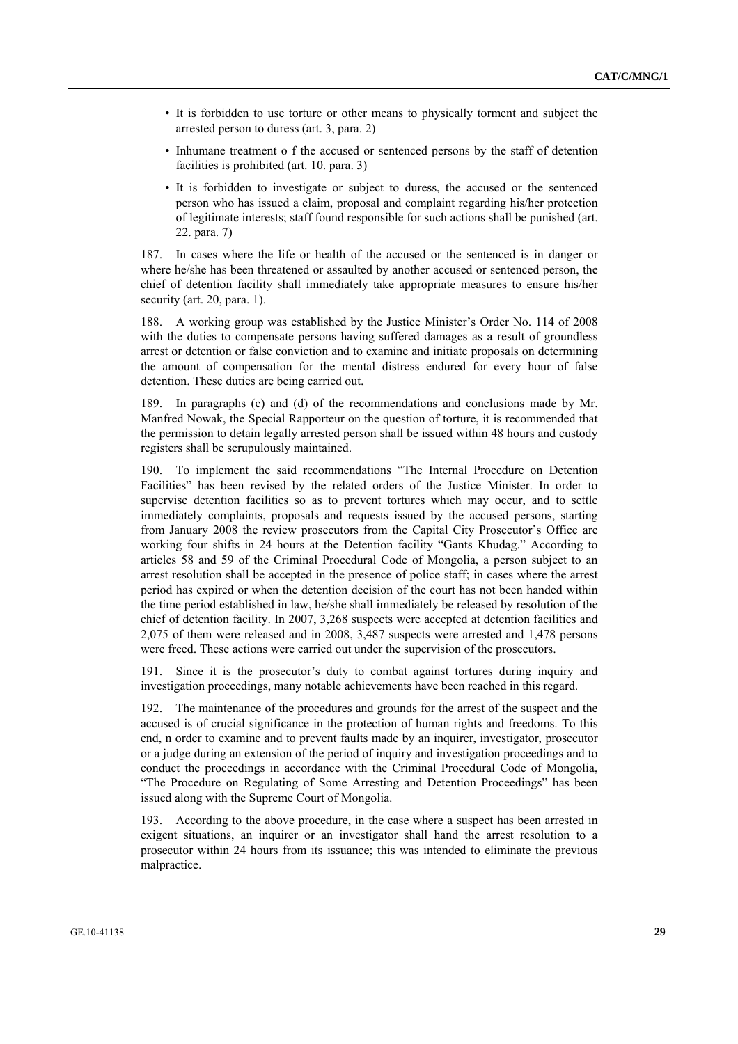- It is forbidden to use torture or other means to physically torment and subject the arrested person to duress (art. 3, para. 2)
- Inhumane treatment o f the accused or sentenced persons by the staff of detention facilities is prohibited (art. 10. para. 3)
- It is forbidden to investigate or subject to duress, the accused or the sentenced person who has issued a claim, proposal and complaint regarding his/her protection of legitimate interests; staff found responsible for such actions shall be punished (art. 22. para. 7)

187. In cases where the life or health of the accused or the sentenced is in danger or where he/she has been threatened or assaulted by another accused or sentenced person, the chief of detention facility shall immediately take appropriate measures to ensure his/her security (art. 20, para. 1).

188. A working group was established by the Justice Minister's Order No. 114 of 2008 with the duties to compensate persons having suffered damages as a result of groundless arrest or detention or false conviction and to examine and initiate proposals on determining the amount of compensation for the mental distress endured for every hour of false detention. These duties are being carried out.

189. In paragraphs (c) and (d) of the recommendations and conclusions made by Mr. Manfred Nowak, the Special Rapporteur on the question of torture, it is recommended that the permission to detain legally arrested person shall be issued within 48 hours and custody registers shall be scrupulously maintained.

190. To implement the said recommendations "The Internal Procedure on Detention Facilities" has been revised by the related orders of the Justice Minister. In order to supervise detention facilities so as to prevent tortures which may occur, and to settle immediately complaints, proposals and requests issued by the accused persons, starting from January 2008 the review prosecutors from the Capital City Prosecutor's Office are working four shifts in 24 hours at the Detention facility "Gants Khudag." According to articles 58 and 59 of the Criminal Procedural Code of Mongolia, a person subject to an arrest resolution shall be accepted in the presence of police staff; in cases where the arrest period has expired or when the detention decision of the court has not been handed within the time period established in law, he/she shall immediately be released by resolution of the chief of detention facility. In 2007, 3,268 suspects were accepted at detention facilities and 2,075 of them were released and in 2008, 3,487 suspects were arrested and 1,478 persons were freed. These actions were carried out under the supervision of the prosecutors.

191. Since it is the prosecutor's duty to combat against tortures during inquiry and investigation proceedings, many notable achievements have been reached in this regard.

192. The maintenance of the procedures and grounds for the arrest of the suspect and the accused is of crucial significance in the protection of human rights and freedoms. To this end, n order to examine and to prevent faults made by an inquirer, investigator, prosecutor or a judge during an extension of the period of inquiry and investigation proceedings and to conduct the proceedings in accordance with the Criminal Procedural Code of Mongolia, "The Procedure on Regulating of Some Arresting and Detention Proceedings" has been issued along with the Supreme Court of Mongolia.

193. According to the above procedure, in the case where a suspect has been arrested in exigent situations, an inquirer or an investigator shall hand the arrest resolution to a prosecutor within 24 hours from its issuance; this was intended to eliminate the previous malpractice.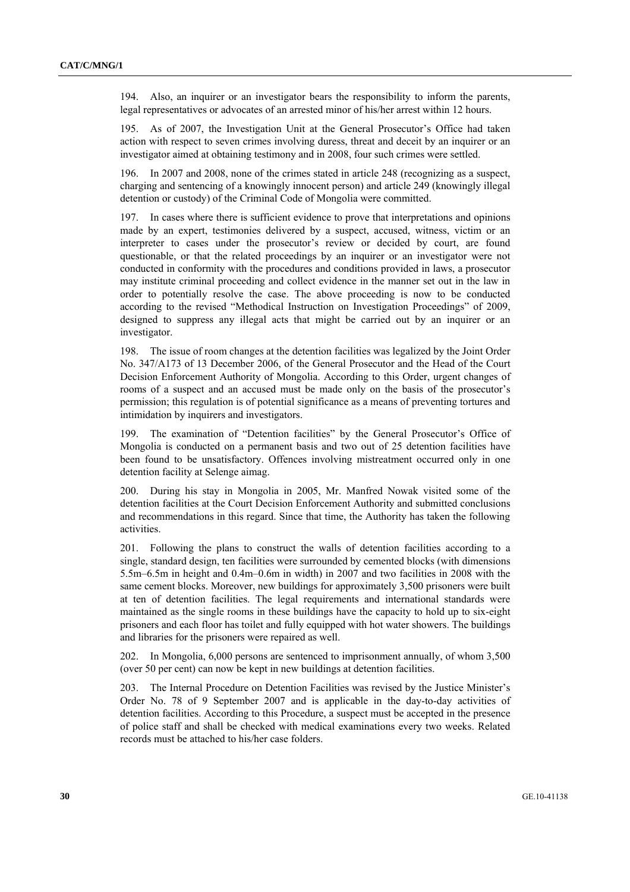194. Also, an inquirer or an investigator bears the responsibility to inform the parents, legal representatives or advocates of an arrested minor of his/her arrest within 12 hours.

195. As of 2007, the Investigation Unit at the General Prosecutor's Office had taken action with respect to seven crimes involving duress, threat and deceit by an inquirer or an investigator aimed at obtaining testimony and in 2008, four such crimes were settled.

196. In 2007 and 2008, none of the crimes stated in article 248 (recognizing as a suspect, charging and sentencing of a knowingly innocent person) and article 249 (knowingly illegal detention or custody) of the Criminal Code of Mongolia were committed.

197. In cases where there is sufficient evidence to prove that interpretations and opinions made by an expert, testimonies delivered by a suspect, accused, witness, victim or an interpreter to cases under the prosecutor's review or decided by court, are found questionable, or that the related proceedings by an inquirer or an investigator were not conducted in conformity with the procedures and conditions provided in laws, a prosecutor may institute criminal proceeding and collect evidence in the manner set out in the law in order to potentially resolve the case. The above proceeding is now to be conducted according to the revised "Methodical Instruction on Investigation Proceedings" of 2009, designed to suppress any illegal acts that might be carried out by an inquirer or an investigator.

198. The issue of room changes at the detention facilities was legalized by the Joint Order No. 347/A173 of 13 December 2006, of the General Prosecutor and the Head of the Court Decision Enforcement Authority of Mongolia. According to this Order, urgent changes of rooms of a suspect and an accused must be made only on the basis of the prosecutor's permission; this regulation is of potential significance as a means of preventing tortures and intimidation by inquirers and investigators.

199. The examination of "Detention facilities" by the General Prosecutor's Office of Mongolia is conducted on a permanent basis and two out of 25 detention facilities have been found to be unsatisfactory. Offences involving mistreatment occurred only in one detention facility at Selenge aimag.

200. During his stay in Mongolia in 2005, Mr. Manfred Nowak visited some of the detention facilities at the Court Decision Enforcement Authority and submitted conclusions and recommendations in this regard. Since that time, the Authority has taken the following activities.

201. Following the plans to construct the walls of detention facilities according to a single, standard design, ten facilities were surrounded by cemented blocks (with dimensions 5.5m–6.5m in height and 0.4m–0.6m in width) in 2007 and two facilities in 2008 with the same cement blocks. Moreover, new buildings for approximately 3,500 prisoners were built at ten of detention facilities. The legal requirements and international standards were maintained as the single rooms in these buildings have the capacity to hold up to six-eight prisoners and each floor has toilet and fully equipped with hot water showers. The buildings and libraries for the prisoners were repaired as well.

202. In Mongolia, 6,000 persons are sentenced to imprisonment annually, of whom 3,500 (over 50 per cent) can now be kept in new buildings at detention facilities.

203. The Internal Procedure on Detention Facilities was revised by the Justice Minister's Order No. 78 of 9 September 2007 and is applicable in the day-to-day activities of detention facilities. According to this Procedure, a suspect must be accepted in the presence of police staff and shall be checked with medical examinations every two weeks. Related records must be attached to his/her case folders.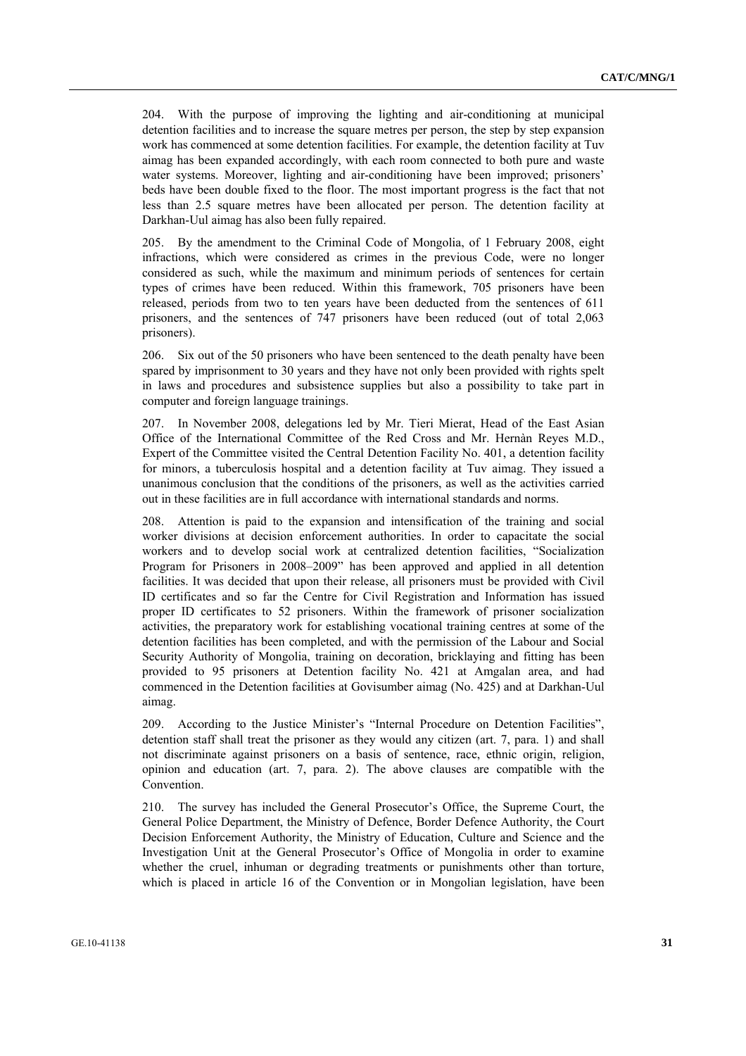204. With the purpose of improving the lighting and air-conditioning at municipal detention facilities and to increase the square metres per person, the step by step expansion work has commenced at some detention facilities. For example, the detention facility at Tuv aimag has been expanded accordingly, with each room connected to both pure and waste water systems. Moreover, lighting and air-conditioning have been improved; prisoners' beds have been double fixed to the floor. The most important progress is the fact that not less than 2.5 square metres have been allocated per person. The detention facility at Darkhan-Uul aimag has also been fully repaired.

205. By the amendment to the Criminal Code of Mongolia, of 1 February 2008, eight infractions, which were considered as crimes in the previous Code, were no longer considered as such, while the maximum and minimum periods of sentences for certain types of crimes have been reduced. Within this framework, 705 prisoners have been released, periods from two to ten years have been deducted from the sentences of 611 prisoners, and the sentences of 747 prisoners have been reduced (out of total 2,063 prisoners).

206. Six out of the 50 prisoners who have been sentenced to the death penalty have been spared by imprisonment to 30 years and they have not only been provided with rights spelt in laws and procedures and subsistence supplies but also a possibility to take part in computer and foreign language trainings.

207. In November 2008, delegations led by Mr. Tieri Mierat, Head of the East Asian Office of the International Committee of the Red Cross and Mr. Hernàn Reyes M.D., Expert of the Committee visited the Central Detention Facility No. 401, a detention facility for minors, a tuberculosis hospital and a detention facility at Tuv aimag. They issued a unanimous conclusion that the conditions of the prisoners, as well as the activities carried out in these facilities are in full accordance with international standards and norms.

208. Attention is paid to the expansion and intensification of the training and social worker divisions at decision enforcement authorities. In order to capacitate the social workers and to develop social work at centralized detention facilities, "Socialization Program for Prisoners in 2008–2009" has been approved and applied in all detention facilities. It was decided that upon their release, all prisoners must be provided with Civil ID certificates and so far the Centre for Civil Registration and Information has issued proper ID certificates to 52 prisoners. Within the framework of prisoner socialization activities, the preparatory work for establishing vocational training centres at some of the detention facilities has been completed, and with the permission of the Labour and Social Security Authority of Mongolia, training on decoration, bricklaying and fitting has been provided to 95 prisoners at Detention facility No. 421 at Amgalan area, and had commenced in the Detention facilities at Govisumber aimag (No. 425) and at Darkhan-Uul aimag.

209. According to the Justice Minister's "Internal Procedure on Detention Facilities", detention staff shall treat the prisoner as they would any citizen (art. 7, para. 1) and shall not discriminate against prisoners on a basis of sentence, race, ethnic origin, religion, opinion and education (art. 7, para. 2). The above clauses are compatible with the Convention.

210. The survey has included the General Prosecutor's Office, the Supreme Court, the General Police Department, the Ministry of Defence, Border Defence Authority, the Court Decision Enforcement Authority, the Ministry of Education, Culture and Science and the Investigation Unit at the General Prosecutor's Office of Mongolia in order to examine whether the cruel, inhuman or degrading treatments or punishments other than torture, which is placed in article 16 of the Convention or in Mongolian legislation, have been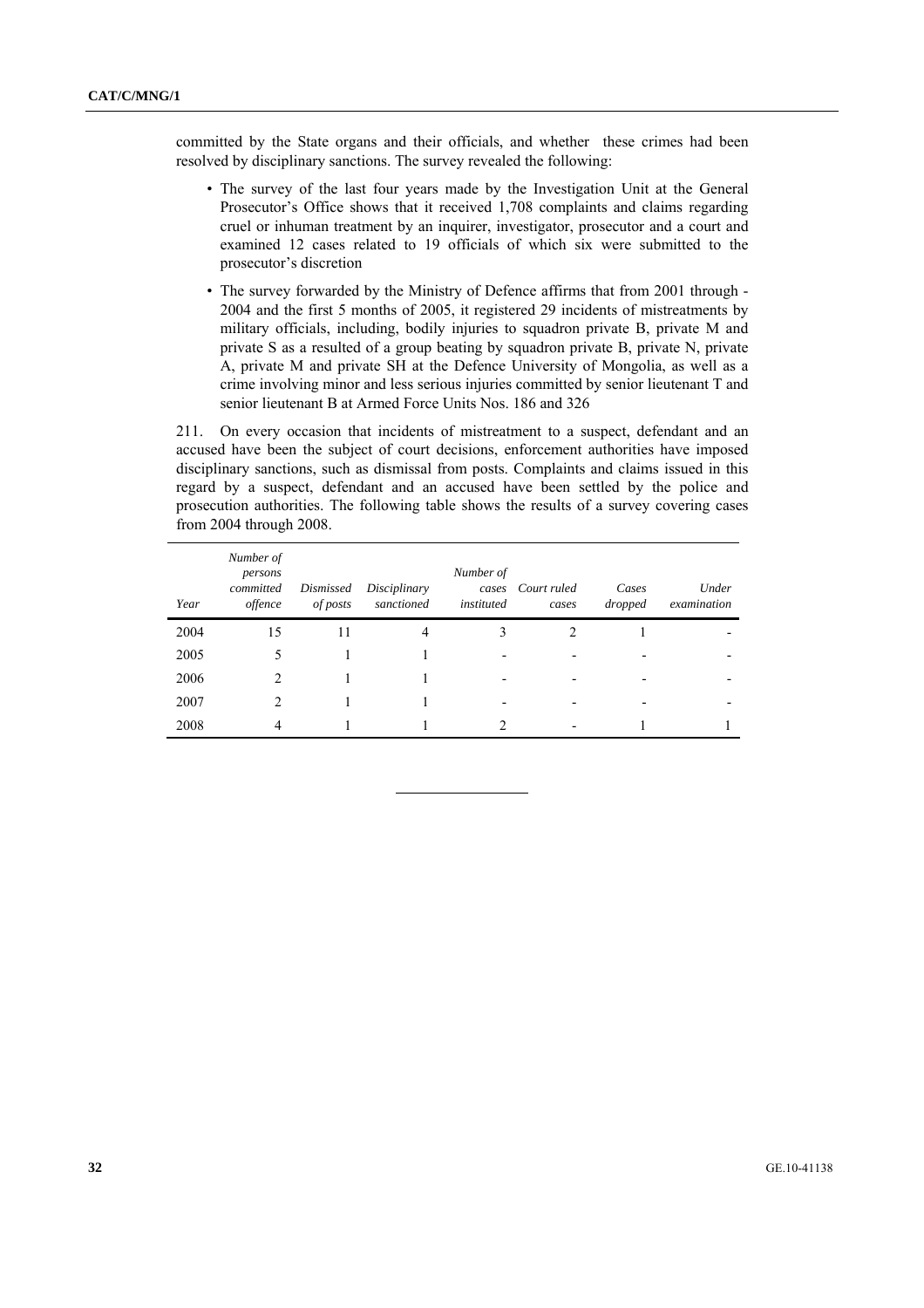committed by the State organs and their officials, and whether these crimes had been resolved by disciplinary sanctions. The survey revealed the following:

- The survey of the last four years made by the Investigation Unit at the General Prosecutor's Office shows that it received 1,708 complaints and claims regarding cruel or inhuman treatment by an inquirer, investigator, prosecutor and a court and examined 12 cases related to 19 officials of which six were submitted to the prosecutor's discretion
- The survey forwarded by the Ministry of Defence affirms that from 2001 through - 2004 and the first 5 months of 2005, it registered 29 incidents of mistreatments by military officials, including, bodily injuries to squadron private B, private M and private S as a resulted of a group beating by squadron private B, private N, private A, private M and private SH at the Defence University of Mongolia, as well as a crime involving minor and less serious injuries committed by senior lieutenant T and senior lieutenant B at Armed Force Units Nos. 186 and 326

211. On every occasion that incidents of mistreatment to a suspect, defendant and an accused have been the subject of court decisions, enforcement authorities have imposed disciplinary sanctions, such as dismissal from posts. Complaints and claims issued in this regard by a suspect, defendant and an accused have been settled by the police and prosecution authorities. The following table shows the results of a survey covering cases from 2004 through 2008.

| *Year* | *Number of persons committed offence* | *Dismissed of posts* | *Disciplinary sanctioned* | *Number of cases instituted* | *Court ruled cases* | *Cases dropped* | *Under examination* |
|---|---|---|---|---|---|---|---|
| 2004 | 15 | 11 | 4 | 3 | 2 | 1 | - |
| 2005 | 5 | 1 | 1 | - | - | - | - |
| 2006 | 2 | 1 | 1 | - | - | - | - |
| 2007 | 2 | 1 | 1 | - | - | - | - |
| 2008 | 4 | 1 | 1 | 2 | - | 1 | 1 |